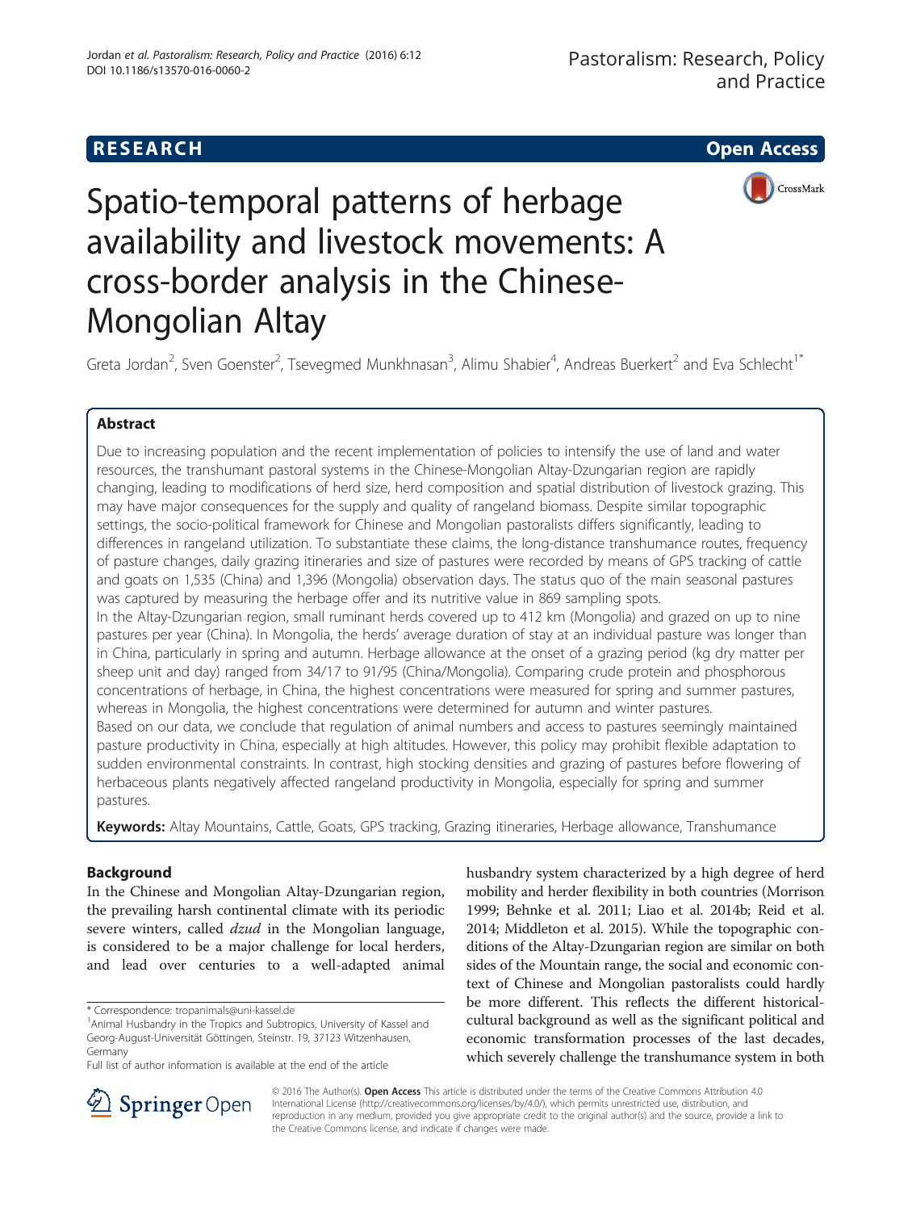**RESEARCH** **Open Access**

# Spatio-temporal patterns of herbage availability and livestock movements: A cross-border analysis in the Chinese-Mongolian Altay

Greta Jordan[2], Sven Goenster[2], Tsevegmed Munkhnasan[3], Alimu Shabier[4], Andreas Buerkert[2] and Eva Schlecht[1*]

## Abstract

Due to increasing population and the recent implementation of policies to intensify the use of land and water resources, the transhumant pastoral systems in the Chinese-Mongolian Altay-Dzungarian region are rapidly changing, leading to modifications of herd size, herd composition and spatial distribution of livestock grazing. This may have major consequences for the supply and quality of rangeland biomass. Despite similar topographic settings, the socio-political framework for Chinese and Mongolian pastoralists differs significantly, leading to differences in rangeland utilization. To substantiate these claims, the long-distance transhumance routes, frequency of pasture changes, daily grazing itineraries and size of pastures were recorded by means of GPS tracking of cattle and goats on 1,535 (China) and 1,396 (Mongolia) observation days. The status quo of the main seasonal pastures was captured by measuring the herbage offer and its nutritive value in 869 sampling spots.

In the Altay-Dzungarian region, small ruminant herds covered up to 412 km (Mongolia) and grazed on up to nine pastures per year (China). In Mongolia, the herds' average duration of stay at an individual pasture was longer than in China, particularly in spring and autumn. Herbage allowance at the onset of a grazing period (kg dry matter per sheep unit and day) ranged from 34/17 to 91/95 (China/Mongolia). Comparing crude protein and phosphorous concentrations of herbage, in China, the highest concentrations were measured for spring and summer pastures, whereas in Mongolia, the highest concentrations were determined for autumn and winter pastures.

Based on our data, we conclude that regulation of animal numbers and access to pastures seemingly maintained pasture productivity in China, especially at high altitudes. However, this policy may prohibit flexible adaptation to sudden environmental constraints. In contrast, high stocking densities and grazing of pastures before flowering of herbaceous plants negatively affected rangeland productivity in Mongolia, especially for spring and summer pastures.

**Keywords:** Altay Mountains, Cattle, Goats, GPS tracking, Grazing itineraries, Herbage allowance, Transhumance

## Background

In the Chinese and Mongolian Altay-Dzungarian region, the prevailing harsh continental climate with its periodic severe winters, called *dzud* in the Mongolian language, is considered to be a major challenge for local herders, and lead over centuries to a well-adapted animal husbandry system characterized by a high degree of herd mobility and herder flexibility in both countries (Morrison 1999; Behnke et al. 2011; Liao et al. 2014b; Reid et al. 2014; Middleton et al. 2015). While the topographic conditions of the Altay-Dzungarian region are similar on both sides of the Mountain range, the social and economic context of Chinese and Mongolian pastoralists could hardly be more different. This reflects the different historical-cultural background as well as the significant political and economic transformation processes of the last decades, which severely challenge the transhumance system in both

\* Correspondence: tropanimals@uni-kassel.de
[1]Animal Husbandry in the Tropics and Subtropics, University of Kassel and Georg-August-Universität Göttingen, Steinstr. 19, 37123 Witzenhausen, Germany
Full list of author information is available at the end of the article

© 2016 The Author(s). **Open Access** This article is distributed under the terms of the Creative Commons Attribution 4.0 International License (http://creativecommons.org/licenses/by/4.0/), which permits unrestricted use, distribution, and reproduction in any medium, provided you give appropriate credit to the original author(s) and the source, provide a link to the Creative Commons license, and indicate if changes were made.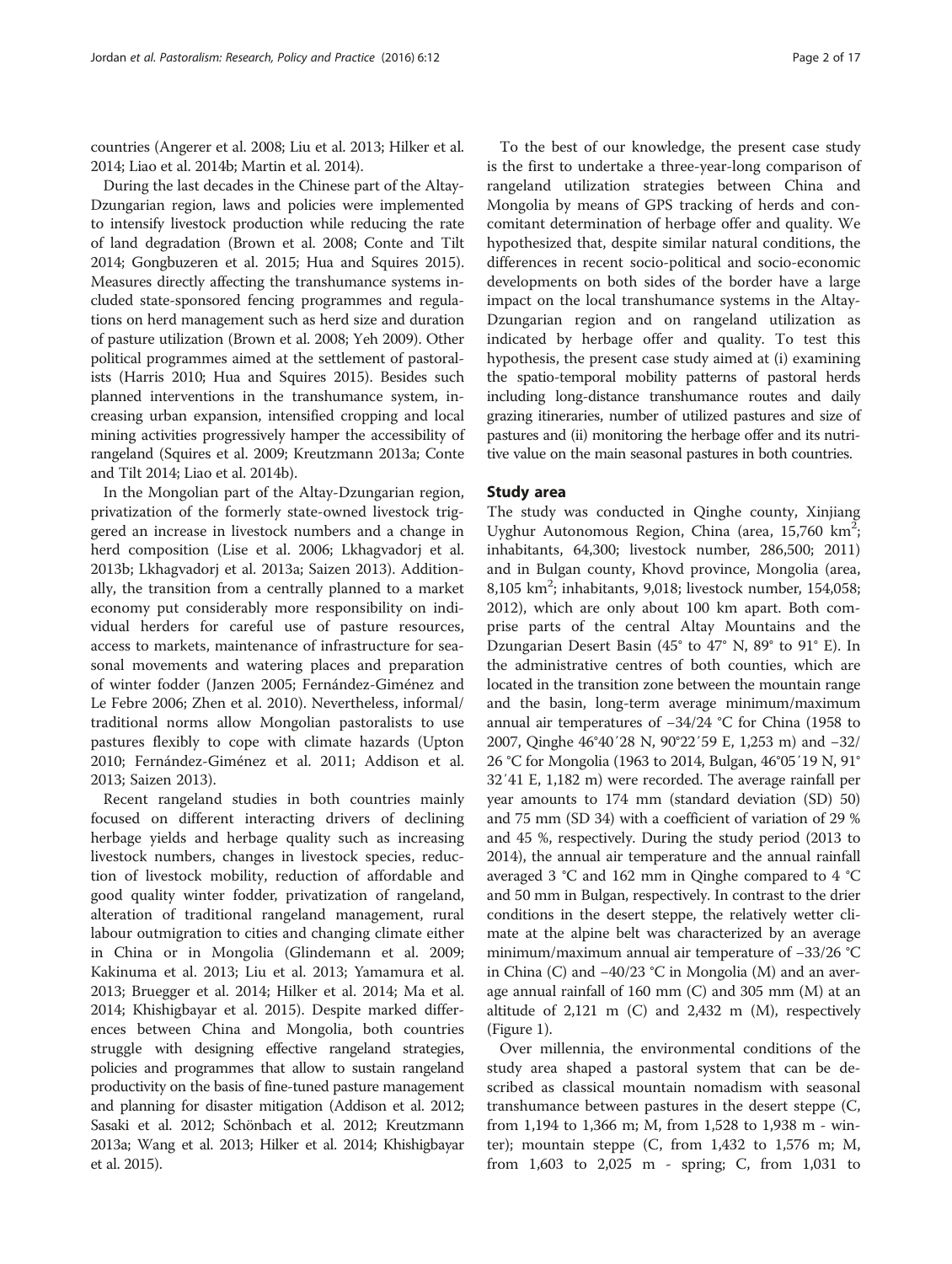countries (Angerer et al. 2008; Liu et al. 2013; Hilker et al. 2014; Liao et al. 2014b; Martin et al. 2014).

During the last decades in the Chinese part of the Altay-Dzungarian region, laws and policies were implemented to intensify livestock production while reducing the rate of land degradation (Brown et al. 2008; Conte and Tilt 2014; Gongbuzeren et al. 2015; Hua and Squires 2015). Measures directly affecting the transhumance systems included state-sponsored fencing programmes and regulations on herd management such as herd size and duration of pasture utilization (Brown et al. 2008; Yeh 2009). Other political programmes aimed at the settlement of pastoralists (Harris 2010; Hua and Squires 2015). Besides such planned interventions in the transhumance system, increasing urban expansion, intensified cropping and local mining activities progressively hamper the accessibility of rangeland (Squires et al. 2009; Kreutzmann 2013a; Conte and Tilt 2014; Liao et al. 2014b).

In the Mongolian part of the Altay-Dzungarian region, privatization of the formerly state-owned livestock triggered an increase in livestock numbers and a change in herd composition (Lise et al. 2006; Lkhagvadorj et al. 2013b; Lkhagvadorj et al. 2013a; Saizen 2013). Additionally, the transition from a centrally planned to a market economy put considerably more responsibility on individual herders for careful use of pasture resources, access to markets, maintenance of infrastructure for seasonal movements and watering places and preparation of winter fodder (Janzen 2005; Fernández-Giménez and Le Febre 2006; Zhen et al. 2010). Nevertheless, informal/traditional norms allow Mongolian pastoralists to use pastures flexibly to cope with climate hazards (Upton 2010; Fernández-Giménez et al. 2011; Addison et al. 2013; Saizen 2013).

Recent rangeland studies in both countries mainly focused on different interacting drivers of declining herbage yields and herbage quality such as increasing livestock numbers, changes in livestock species, reduction of livestock mobility, reduction of affordable and good quality winter fodder, privatization of rangeland, alteration of traditional rangeland management, rural labour outmigration to cities and changing climate either in China or in Mongolia (Glindemann et al. 2009; Kakinuma et al. 2013; Liu et al. 2013; Yamamura et al. 2013; Bruegger et al. 2014; Hilker et al. 2014; Ma et al. 2014; Khishigbayar et al. 2015). Despite marked differences between China and Mongolia, both countries struggle with designing effective rangeland strategies, policies and programmes that allow to sustain rangeland productivity on the basis of fine-tuned pasture management and planning for disaster mitigation (Addison et al. 2012; Sasaki et al. 2012; Schönbach et al. 2012; Kreutzmann 2013a; Wang et al. 2013; Hilker et al. 2014; Khishigbayar et al. 2015).

To the best of our knowledge, the present case study is the first to undertake a three-year-long comparison of rangeland utilization strategies between China and Mongolia by means of GPS tracking of herds and concomitant determination of herbage offer and quality. We hypothesized that, despite similar natural conditions, the differences in recent socio-political and socio-economic developments on both sides of the border have a large impact on the local transhumance systems in the Altay-Dzungarian region and on rangeland utilization as indicated by herbage offer and quality. To test this hypothesis, the present case study aimed at (i) examining the spatio-temporal mobility patterns of pastoral herds including long-distance transhumance routes and daily grazing itineraries, number of utilized pastures and size of pastures and (ii) monitoring the herbage offer and its nutritive value on the main seasonal pastures in both countries.

## Study area

The study was conducted in Qinghe county, Xinjiang Uyghur Autonomous Region, China (area, 15,760 km$^2$; inhabitants, 64,300; livestock number, 286,500; 2011) and in Bulgan county, Khovd province, Mongolia (area, 8,105 km$^2$; inhabitants, 9,018; livestock number, 154,058; 2012), which are only about 100 km apart. Both comprise parts of the central Altay Mountains and the Dzungarian Desert Basin (45° to 47° N, 89° to 91° E). In the administrative centres of both counties, which are located in the transition zone between the mountain range and the basin, long-term average minimum/maximum annual air temperatures of −34/24 °C for China (1958 to 2007, Qinghe 46°40′28 N, 90°22′59 E, 1,253 m) and −32/26 °C for Mongolia (1963 to 2014, Bulgan, 46°05′19 N, 91°32′41 E, 1,182 m) were recorded. The average rainfall per year amounts to 174 mm (standard deviation (SD) 50) and 75 mm (SD 34) with a coefficient of variation of 29 % and 45 %, respectively. During the study period (2013 to 2014), the annual air temperature and the annual rainfall averaged 3 °C and 162 mm in Qinghe compared to 4 °C and 50 mm in Bulgan, respectively. In contrast to the drier conditions in the desert steppe, the relatively wetter climate at the alpine belt was characterized by an average minimum/maximum annual air temperature of −33/26 °C in China (C) and −40/23 °C in Mongolia (M) and an average annual rainfall of 160 mm (C) and 305 mm (M) at an altitude of 2,121 m (C) and 2,432 m (M), respectively (Figure 1).

Over millennia, the environmental conditions of the study area shaped a pastoral system that can be described as classical mountain nomadism with seasonal transhumance between pastures in the desert steppe (C, from 1,194 to 1,366 m; M, from 1,528 to 1,938 m - winter); mountain steppe (C, from 1,432 to 1,576 m; M, from 1,603 to 2,025 m - spring; C, from 1,031 to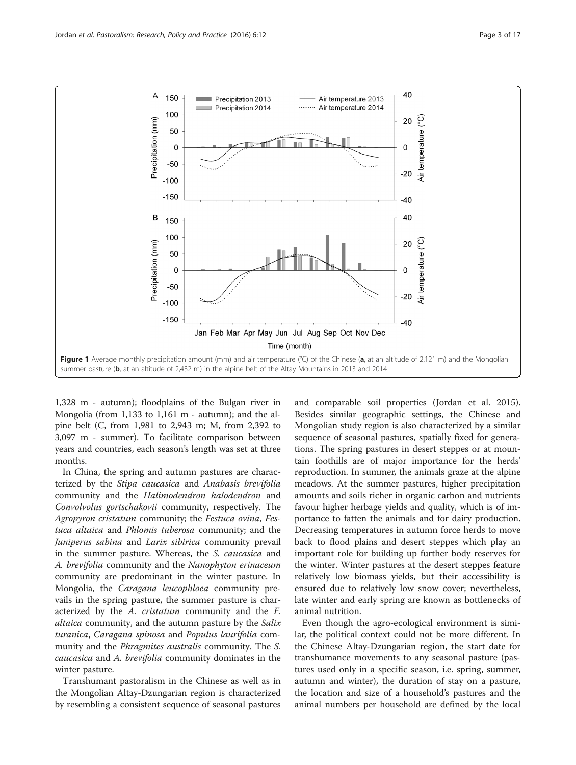Figure 1 Average monthly precipitation amount (mm) and air temperature (°C) of the Chinese (**a**, at an altitude of 2,121 m) and the Mongolian summer pasture (**b**, at an altitude of 2,432 m) in the alpine belt of the Altay Mountains in 2013 and 2014

1,328 m - autumn); floodplains of the Bulgan river in Mongolia (from 1,133 to 1,161 m - autumn); and the alpine belt (C, from 1,981 to 2,943 m; M, from 2,392 to 3,097 m - summer). To facilitate comparison between years and countries, each season's length was set at three months.

In China, the spring and autumn pastures are characterized by the *Stipa caucasica* and *Anabasis brevifolia* community and the *Halimodendron halodendron* and *Convolvulus gortschakovii* community, respectively. The *Agropyron cristatum* community; the *Festuca ovina*, *Festuca altaica* and *Phlomis tuberosa* community; and the *Juniperus sabina* and *Larix sibirica* community prevail in the summer pasture. Whereas, the *S. caucasica* and *A. brevifolia* community and the *Nanophyton erinaceum* community are predominant in the winter pasture. In Mongolia, the *Caragana leucophloea* community prevails in the spring pasture, the summer pasture is characterized by the *A. cristatum* community and the *F. altaica* community, and the autumn pasture by the *Salix turanica*, *Caragana spinosa* and *Populus laurifolia* community and the *Phragmites australis* community. The *S. caucasica* and *A. brevifolia* community dominates in the winter pasture.

Transhumant pastoralism in the Chinese as well as in the Mongolian Altay-Dzungarian region is characterized by resembling a consistent sequence of seasonal pastures and comparable soil properties (Jordan et al. 2015). Besides similar geographic settings, the Chinese and Mongolian study region is also characterized by a similar sequence of seasonal pastures, spatially fixed for generations. The spring pastures in desert steppes or at mountain foothills are of major importance for the herds' reproduction. In summer, the animals graze at the alpine meadows. At the summer pastures, higher precipitation amounts and soils richer in organic carbon and nutrients favour higher herbage yields and quality, which is of importance to fatten the animals and for dairy production. Decreasing temperatures in autumn force herds to move back to flood plains and desert steppes which play an important role for building up further body reserves for the winter. Winter pastures at the desert steppes feature relatively low biomass yields, but their accessibility is ensured due to relatively low snow cover; nevertheless, late winter and early spring are known as bottlenecks of animal nutrition.

Even though the agro-ecological environment is similar, the political context could not be more different. In the Chinese Altay-Dzungarian region, the start date for transhumance movements to any seasonal pasture (pastures used only in a specific season, i.e. spring, summer, autumn and winter), the duration of stay on a pasture, the location and size of a household's pastures and the animal numbers per household are defined by the local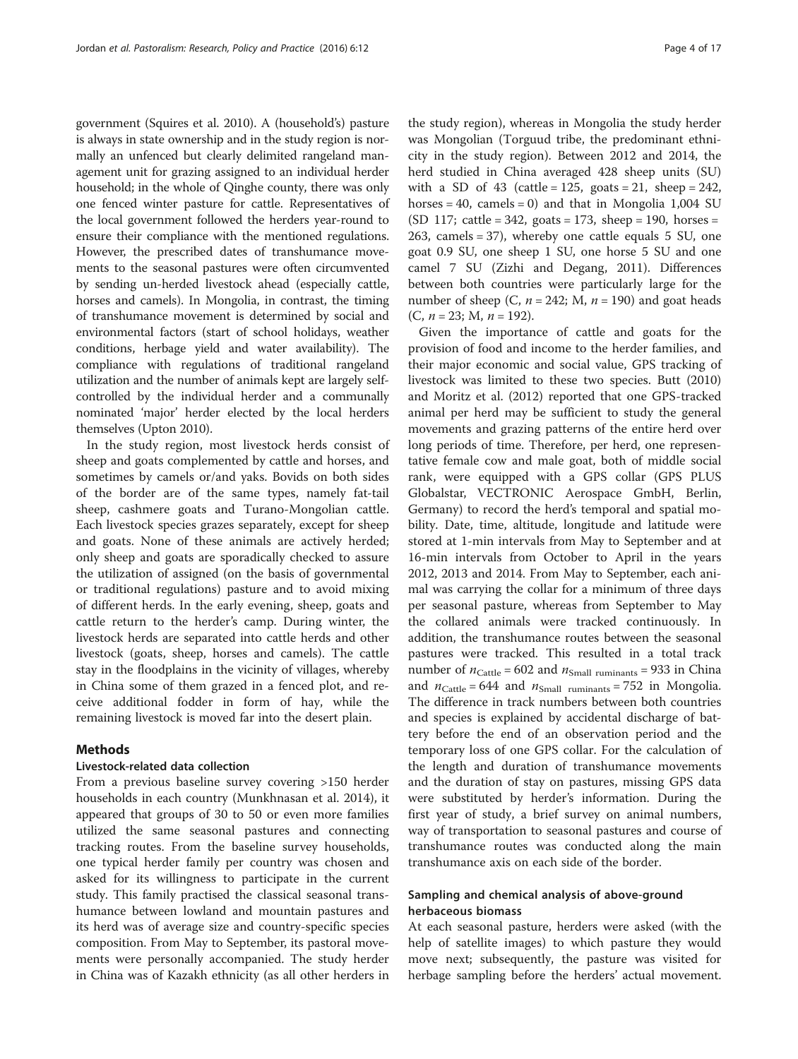government (Squires et al. 2010). A (household's) pasture is always in state ownership and in the study region is normally an unfenced but clearly delimited rangeland management unit for grazing assigned to an individual herder household; in the whole of Qinghe county, there was only one fenced winter pasture for cattle. Representatives of the local government followed the herders year-round to ensure their compliance with the mentioned regulations. However, the prescribed dates of transhumance movements to the seasonal pastures were often circumvented by sending un-herded livestock ahead (especially cattle, horses and camels). In Mongolia, in contrast, the timing of transhumance movement is determined by social and environmental factors (start of school holidays, weather conditions, herbage yield and water availability). The compliance with regulations of traditional rangeland utilization and the number of animals kept are largely self-controlled by the individual herder and a communally nominated 'major' herder elected by the local herders themselves (Upton 2010).

In the study region, most livestock herds consist of sheep and goats complemented by cattle and horses, and sometimes by camels or/and yaks. Bovids on both sides of the border are of the same types, namely fat-tail sheep, cashmere goats and Turano-Mongolian cattle. Each livestock species grazes separately, except for sheep and goats. None of these animals are actively herded; only sheep and goats are sporadically checked to assure the utilization of assigned (on the basis of governmental or traditional regulations) pasture and to avoid mixing of different herds. In the early evening, sheep, goats and cattle return to the herder's camp. During winter, the livestock herds are separated into cattle herds and other livestock (goats, sheep, horses and camels). The cattle stay in the floodplains in the vicinity of villages, whereby in China some of them grazed in a fenced plot, and receive additional fodder in form of hay, while the remaining livestock is moved far into the desert plain.

## Methods

### Livestock-related data collection

From a previous baseline survey covering >150 herder households in each country (Munkhnasan et al. 2014), it appeared that groups of 30 to 50 or even more families utilized the same seasonal pastures and connecting tracking routes. From the baseline survey households, one typical herder family per country was chosen and asked for its willingness to participate in the current study. This family practised the classical seasonal transhumance between lowland and mountain pastures and its herd was of average size and country-specific species composition. From May to September, its pastoral movements were personally accompanied. The study herder in China was of Kazakh ethnicity (as all other herders in the study region), whereas in Mongolia the study herder was Mongolian (Torguud tribe, the predominant ethnicity in the study region). Between 2012 and 2014, the herd studied in China averaged 428 sheep units (SU) with a SD of 43 (cattle = 125, goats = 21, sheep = 242, horses = 40, camels = 0) and that in Mongolia 1,004 SU (SD 117; cattle = 342, goats = 173, sheep = 190, horses = 263, camels = 37), whereby one cattle equals 5 SU, one goat 0.9 SU, one sheep 1 SU, one horse 5 SU and one camel 7 SU (Zizhi and Degang, 2011). Differences between both countries were particularly large for the number of sheep (C, $n = 242$; M, $n = 190$) and goat heads (C, $n = 23$; M, $n = 192$).

Given the importance of cattle and goats for the provision of food and income to the herder families, and their major economic and social value, GPS tracking of livestock was limited to these two species. Butt (2010) and Moritz et al. (2012) reported that one GPS-tracked animal per herd may be sufficient to study the general movements and grazing patterns of the entire herd over long periods of time. Therefore, per herd, one representative female cow and male goat, both of middle social rank, were equipped with a GPS collar (GPS PLUS Globalstar, VECTRONIC Aerospace GmbH, Berlin, Germany) to record the herd's temporal and spatial mobility. Date, time, altitude, longitude and latitude were stored at 1-min intervals from May to September and at 16-min intervals from October to April in the years 2012, 2013 and 2014. From May to September, each animal was carrying the collar for a minimum of three days per seasonal pasture, whereas from September to May the collared animals were tracked continuously. In addition, the transhumance routes between the seasonal pastures were tracked. This resulted in a total track number of $n_{\text{Cattle}} = 602$ and $n_{\text{Small ruminants}} = 933$ in China and $n_{\text{Cattle}} = 644$ and $n_{\text{Small ruminants}} = 752$ in Mongolia. The difference in track numbers between both countries and species is explained by accidental discharge of battery before the end of an observation period and the temporary loss of one GPS collar. For the calculation of the length and duration of transhumance movements and the duration of stay on pastures, missing GPS data were substituted by herder's information. During the first year of study, a brief survey on animal numbers, way of transportation to seasonal pastures and course of transhumance routes was conducted along the main transhumance axis on each side of the border.

### Sampling and chemical analysis of above-ground herbaceous biomass

At each seasonal pasture, herders were asked (with the help of satellite images) to which pasture they would move next; subsequently, the pasture was visited for herbage sampling before the herders' actual movement.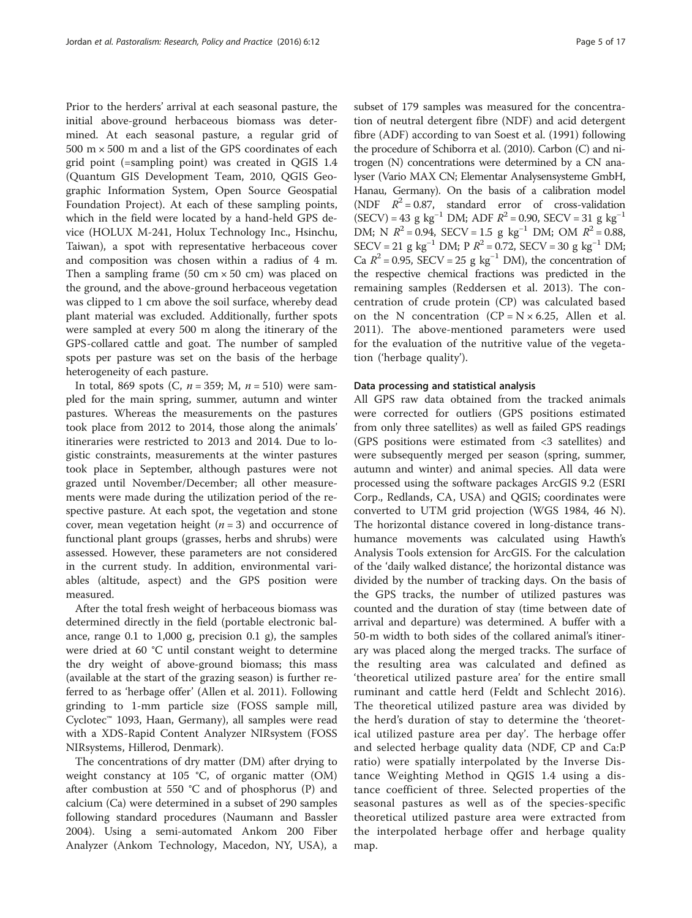Prior to the herders' arrival at each seasonal pasture, the initial above-ground herbaceous biomass was determined. At each seasonal pasture, a regular grid of 500 m × 500 m and a list of the GPS coordinates of each grid point (=sampling point) was created in QGIS 1.4 (Quantum GIS Development Team, 2010, QGIS Geographic Information System, Open Source Geospatial Foundation Project). At each of these sampling points, which in the field were located by a hand-held GPS device (HOLUX M-241, Holux Technology Inc., Hsinchu, Taiwan), a spot with representative herbaceous cover and composition was chosen within a radius of 4 m. Then a sampling frame (50 cm × 50 cm) was placed on the ground, and the above-ground herbaceous vegetation was clipped to 1 cm above the soil surface, whereby dead plant material was excluded. Additionally, further spots were sampled at every 500 m along the itinerary of the GPS-collared cattle and goat. The number of sampled spots per pasture was set on the basis of the herbage heterogeneity of each pasture.

In total, 869 spots (C, $n = 359$; M, $n = 510$) were sampled for the main spring, summer, autumn and winter pastures. Whereas the measurements on the pastures took place from 2012 to 2014, those along the animals' itineraries were restricted to 2013 and 2014. Due to logistic constraints, measurements at the winter pastures took place in September, although pastures were not grazed until November/December; all other measurements were made during the utilization period of the respective pasture. At each spot, the vegetation and stone cover, mean vegetation height ($n = 3$) and occurrence of functional plant groups (grasses, herbs and shrubs) were assessed. However, these parameters are not considered in the current study. In addition, environmental variables (altitude, aspect) and the GPS position were measured.

After the total fresh weight of herbaceous biomass was determined directly in the field (portable electronic balance, range 0.1 to 1,000 g, precision 0.1 g), the samples were dried at 60 °C until constant weight to determine the dry weight of above-ground biomass; this mass (available at the start of the grazing season) is further referred to as 'herbage offer' (Allen et al. 2011). Following grinding to 1-mm particle size (FOSS sample mill, Cyclotec™ 1093, Haan, Germany), all samples were read with a XDS-Rapid Content Analyzer NIRsystem (FOSS NIRsystems, Hillerod, Denmark).

The concentrations of dry matter (DM) after drying to weight constancy at 105 °C, of organic matter (OM) after combustion at 550 °C and of phosphorus (P) and calcium (Ca) were determined in a subset of 290 samples following standard procedures (Naumann and Bassler 2004). Using a semi-automated Ankom 200 Fiber Analyzer (Ankom Technology, Macedon, NY, USA), a subset of 179 samples was measured for the concentration of neutral detergent fibre (NDF) and acid detergent fibre (ADF) according to van Soest et al. (1991) following the procedure of Schiborra et al. (2010). Carbon (C) and nitrogen (N) concentrations were determined by a CN analyser (Vario MAX CN; Elementar Analysensysteme GmbH, Hanau, Germany). On the basis of a calibration model (NDF $R^2 = 0.87$, standard error of cross-validation (SECV) = 43 g $kg^{-1}$ DM; ADF $R^2 = 0.90$, SECV = 31 g $kg^{-1}$ DM; N $R^2 = 0.94$, SECV = 1.5 g $kg^{-1}$ DM; OM $R^2 = 0.88$, SECV = 21 g $kg^{-1}$ DM; P $R^2 = 0.72$, SECV = 30 g $kg^{-1}$ DM; Ca $R^2 = 0.95$, SECV = 25 g $kg^{-1}$ DM), the concentration of the respective chemical fractions was predicted in the remaining samples (Reddersen et al. 2013). The concentration of crude protein (CP) was calculated based on the N concentration (CP = N × 6.25, Allen et al. 2011). The above-mentioned parameters were used for the evaluation of the nutritive value of the vegetation ('herbage quality').

### Data processing and statistical analysis

All GPS raw data obtained from the tracked animals were corrected for outliers (GPS positions estimated from only three satellites) as well as failed GPS readings (GPS positions were estimated from <3 satellites) and were subsequently merged per season (spring, summer, autumn and winter) and animal species. All data were processed using the software packages ArcGIS 9.2 (ESRI Corp., Redlands, CA, USA) and QGIS; coordinates were converted to UTM grid projection (WGS 1984, 46 N). The horizontal distance covered in long-distance transhumance movements was calculated using Hawth's Analysis Tools extension for ArcGIS. For the calculation of the 'daily walked distance', the horizontal distance was divided by the number of tracking days. On the basis of the GPS tracks, the number of utilized pastures was counted and the duration of stay (time between date of arrival and departure) was determined. A buffer with a 50-m width to both sides of the collared animal's itinerary was placed along the merged tracks. The surface of the resulting area was calculated and defined as 'theoretical utilized pasture area' for the entire small ruminant and cattle herd (Feldt and Schlecht 2016). The theoretical utilized pasture area was divided by the herd's duration of stay to determine the 'theoretical utilized pasture area per day'. The herbage offer and selected herbage quality data (NDF, CP and Ca:P ratio) were spatially interpolated by the Inverse Distance Weighting Method in QGIS 1.4 using a distance coefficient of three. Selected properties of the seasonal pastures as well as of the species-specific theoretical utilized pasture area were extracted from the interpolated herbage offer and herbage quality map.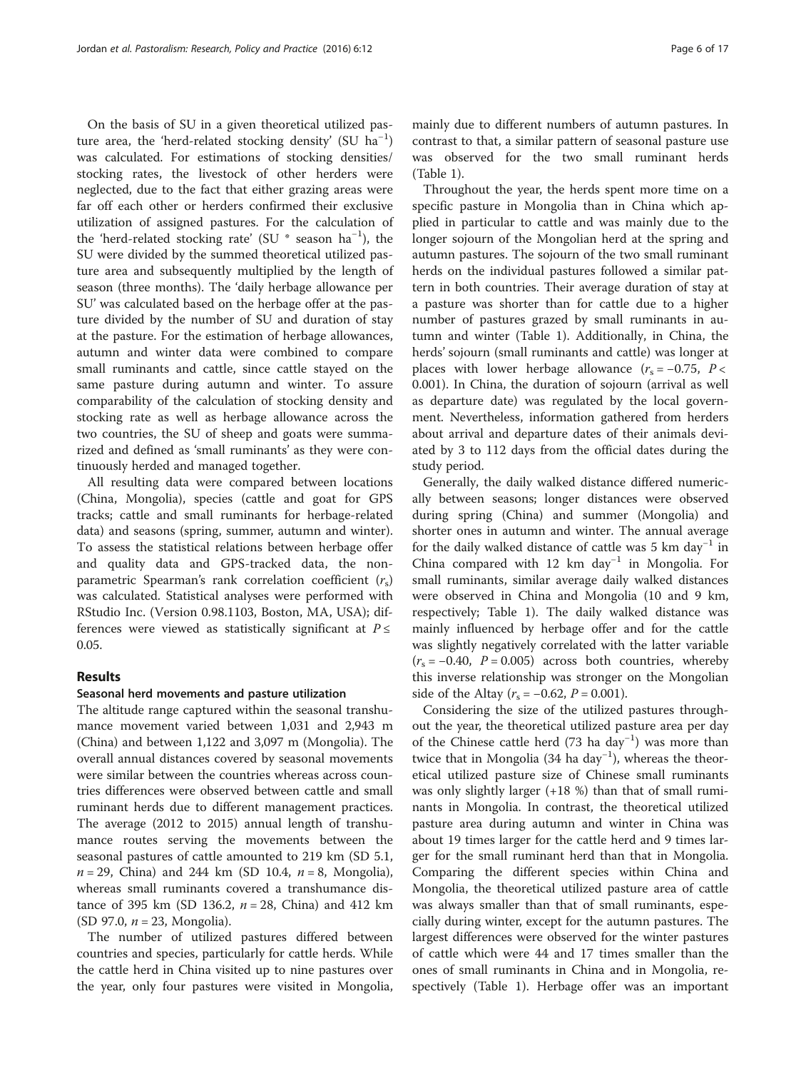On the basis of SU in a given theoretical utilized pasture area, the 'herd-related stocking density' (SU $ha^{-1}$) was calculated. For estimations of stocking densities/ stocking rates, the livestock of other herders were neglected, due to the fact that either grazing areas were far off each other or herders confirmed their exclusive utilization of assigned pastures. For the calculation of the 'herd-related stocking rate' (SU * season $ha^{-1}$), the SU were divided by the summed theoretical utilized pasture area and subsequently multiplied by the length of season (three months). The 'daily herbage allowance per SU' was calculated based on the herbage offer at the pasture divided by the number of SU and duration of stay at the pasture. For the estimation of herbage allowances, autumn and winter data were combined to compare small ruminants and cattle, since cattle stayed on the same pasture during autumn and winter. To assure comparability of the calculation of stocking density and stocking rate as well as herbage allowance across the two countries, the SU of sheep and goats were summarized and defined as 'small ruminants' as they were continuously herded and managed together.

All resulting data were compared between locations (China, Mongolia), species (cattle and goat for GPS tracks; cattle and small ruminants for herbage-related data) and seasons (spring, summer, autumn and winter). To assess the statistical relations between herbage offer and quality data and GPS-tracked data, the non-parametric Spearman's rank correlation coefficient ($r_s$) was calculated. Statistical analyses were performed with RStudio Inc. (Version 0.98.1103, Boston, MA, USA); differences were viewed as statistically significant at $P \leq 0.05$.

## Results

### Seasonal herd movements and pasture utilization

The altitude range captured within the seasonal transhumance movement varied between 1,031 and 2,943 m (China) and between 1,122 and 3,097 m (Mongolia). The overall annual distances covered by seasonal movements were similar between the countries whereas across countries differences were observed between cattle and small ruminant herds due to different management practices. The average (2012 to 2015) annual length of transhumance routes serving the movements between the seasonal pastures of cattle amounted to 219 km (SD 5.1, $n = 29$, China) and 244 km (SD 10.4, $n = 8$, Mongolia), whereas small ruminants covered a transhumance distance of 395 km (SD 136.2, $n = 28$, China) and 412 km (SD 97.0, $n = 23$, Mongolia).

The number of utilized pastures differed between countries and species, particularly for cattle herds. While the cattle herd in China visited up to nine pastures over the year, only four pastures were visited in Mongolia, mainly due to different numbers of autumn pastures. In contrast to that, a similar pattern of seasonal pasture use was observed for the two small ruminant herds (Table 1).

Throughout the year, the herds spent more time on a specific pasture in Mongolia than in China which applied in particular to cattle and was mainly due to the longer sojourn of the Mongolian herd at the spring and autumn pastures. The sojourn of the two small ruminant herds on the individual pastures followed a similar pattern in both countries. Their average duration of stay at a pasture was shorter than for cattle due to a higher number of pastures grazed by small ruminants in autumn and winter (Table 1). Additionally, in China, the herds' sojourn (small ruminants and cattle) was longer at places with lower herbage allowance ($r_s = -0.75$, $P < 0.001$). In China, the duration of sojourn (arrival as well as departure date) was regulated by the local government. Nevertheless, information gathered from herders about arrival and departure dates of their animals deviated by 3 to 112 days from the official dates during the study period.

Generally, the daily walked distance differed numerically between seasons; longer distances were observed during spring (China) and summer (Mongolia) and shorter ones in autumn and winter. The annual average for the daily walked distance of cattle was 5 km $day^{-1}$ in China compared with 12 km $day^{-1}$ in Mongolia. For small ruminants, similar average daily walked distances were observed in China and Mongolia (10 and 9 km, respectively; Table 1). The daily walked distance was mainly influenced by herbage offer and for the cattle was slightly negatively correlated with the latter variable ($r_s = -0.40$, $P = 0.005$) across both countries, whereby this inverse relationship was stronger on the Mongolian side of the Altay ($r_s = -0.62$, $P = 0.001$).

Considering the size of the utilized pastures throughout the year, the theoretical utilized pasture area per day of the Chinese cattle herd (73 ha $day^{-1}$) was more than twice that in Mongolia (34 ha $day^{-1}$), whereas the theoretical utilized pasture size of Chinese small ruminants was only slightly larger (+18 %) than that of small ruminants in Mongolia. In contrast, the theoretical utilized pasture area during autumn and winter in China was about 19 times larger for the cattle herd and 9 times larger for the small ruminant herd than that in Mongolia. Comparing the different species within China and Mongolia, the theoretical utilized pasture area of cattle was always smaller than that of small ruminants, especially during winter, except for the autumn pastures. The largest differences were observed for the winter pastures of cattle which were 44 and 17 times smaller than the ones of small ruminants in China and in Mongolia, respectively (Table 1). Herbage offer was an important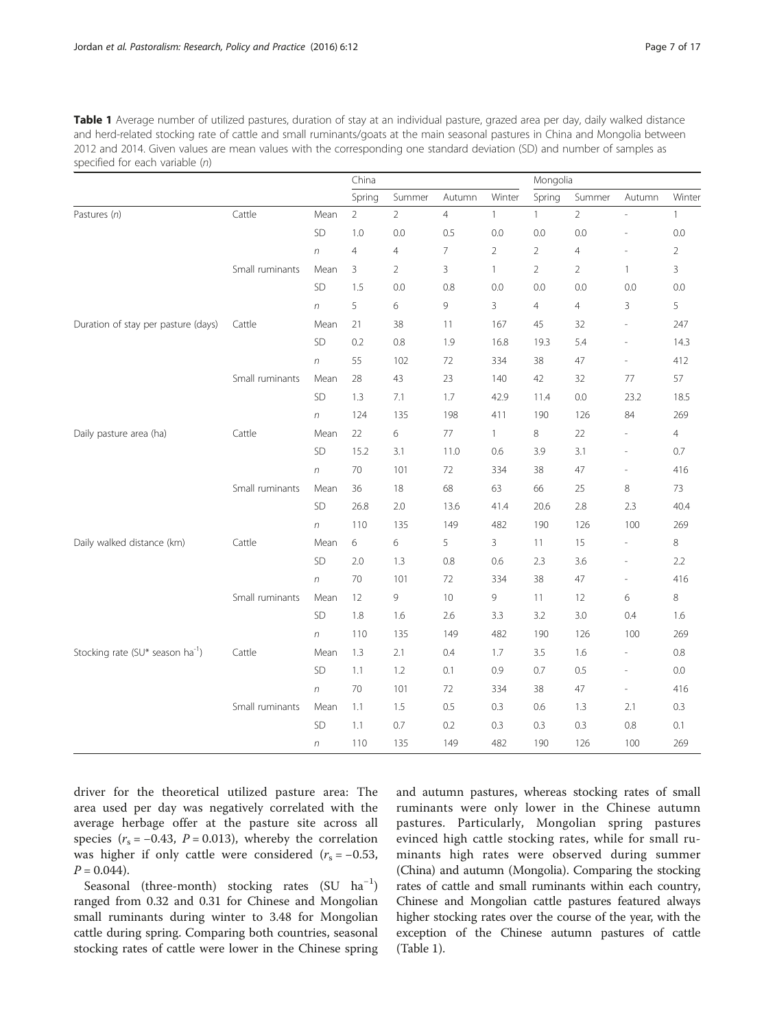**Table 1** Average number of utilized pastures, duration of stay at an individual pasture, grazed area per day, daily walked distance and herd-related stocking rate of cattle and small ruminants/goats at the main seasonal pastures in China and Mongolia between 2012 and 2014. Given values are mean values with the corresponding one standard deviation (SD) and number of samples as specified for each variable (*n*)

| | | | China | | | | Mongolia | | | |
|---|---|---|---|---|---|---|---|---|---|---|
| | | | Spring | Summer | Autumn | Winter | Spring | Summer | Autumn | Winter |
| Pastures (*n*) | Cattle | Mean | 2 | 2 | 4 | 1 | 1 | 2 | - | 1 |
| | | SD | 1.0 | 0.0 | 0.5 | 0.0 | 0.0 | 0.0 | - | 0.0 |
| | | *n* | 4 | 4 | 7 | 2 | 2 | 4 | - | 2 |
| | Small ruminants | Mean | 3 | 2 | 3 | 1 | 2 | 2 | 1 | 3 |
| | | SD | 1.5 | 0.0 | 0.8 | 0.0 | 0.0 | 0.0 | 0.0 | 0.0 |
| | | *n* | 5 | 6 | 9 | 3 | 4 | 4 | 3 | 5 |
| Duration of stay per pasture (days) | Cattle | Mean | 21 | 38 | 11 | 167 | 45 | 32 | - | 247 |
| | | SD | 0.2 | 0.8 | 1.9 | 16.8 | 19.3 | 5.4 | - | 14.3 |
| | | *n* | 55 | 102 | 72 | 334 | 38 | 47 | - | 412 |
| | Small ruminants | Mean | 28 | 43 | 23 | 140 | 42 | 32 | 77 | 57 |
| | | SD | 1.3 | 7.1 | 1.7 | 42.9 | 11.4 | 0.0 | 23.2 | 18.5 |
| | | *n* | 124 | 135 | 198 | 411 | 190 | 126 | 84 | 269 |
| Daily pasture area (ha) | Cattle | Mean | 22 | 6 | 77 | 1 | 8 | 22 | - | 4 |
| | | SD | 15.2 | 3.1 | 11.0 | 0.6 | 3.9 | 3.1 | - | 0.7 |
| | | *n* | 70 | 101 | 72 | 334 | 38 | 47 | - | 416 |
| | Small ruminants | Mean | 36 | 18 | 68 | 63 | 66 | 25 | 8 | 73 |
| | | SD | 26.8 | 2.0 | 13.6 | 41.4 | 20.6 | 2.8 | 2.3 | 40.4 |
| | | *n* | 110 | 135 | 149 | 482 | 190 | 126 | 100 | 269 |
| Daily walked distance (km) | Cattle | Mean | 6 | 6 | 5 | 3 | 11 | 15 | - | 8 |
| | | SD | 2.0 | 1.3 | 0.8 | 0.6 | 2.3 | 3.6 | - | 2.2 |
| | | *n* | 70 | 101 | 72 | 334 | 38 | 47 | - | 416 |
| | Small ruminants | Mean | 12 | 9 | 10 | 9 | 11 | 12 | 6 | 8 |
| | | SD | 1.8 | 1.6 | 2.6 | 3.3 | 3.2 | 3.0 | 0.4 | 1.6 |
| | | *n* | 110 | 135 | 149 | 482 | 190 | 126 | 100 | 269 |
| Stocking rate (SU* season ha$^{-1}$) | Cattle | Mean | 1.3 | 2.1 | 0.4 | 1.7 | 3.5 | 1.6 | - | 0.8 |
| | | SD | 1.1 | 1.2 | 0.1 | 0.9 | 0.7 | 0.5 | - | 0.0 |
| | | *n* | 70 | 101 | 72 | 334 | 38 | 47 | - | 416 |
| | Small ruminants | Mean | 1.1 | 1.5 | 0.5 | 0.3 | 0.6 | 1.3 | 2.1 | 0.3 |
| | | SD | 1.1 | 0.7 | 0.2 | 0.3 | 0.3 | 0.3 | 0.8 | 0.1 |
| | | *n* | 110 | 135 | 149 | 482 | 190 | 126 | 100 | 269 |

driver for the theoretical utilized pasture area: The area used per day was negatively correlated with the average herbage offer at the pasture site across all species ($r_s = -0.43$, $P = 0.013$), whereby the correlation was higher if only cattle were considered ($r_s = -0.53$, $P = 0.044$).

Seasonal (three-month) stocking rates (SU ha$^{-1}$) ranged from 0.32 and 0.31 for Chinese and Mongolian small ruminants during winter to 3.48 for Mongolian cattle during spring. Comparing both countries, seasonal stocking rates of cattle were lower in the Chinese spring and autumn pastures, whereas stocking rates of small ruminants were only lower in the Chinese autumn pastures. Particularly, Mongolian spring pastures evinced high cattle stocking rates, while for small ruminants high rates were observed during summer (China) and autumn (Mongolia). Comparing the stocking rates of cattle and small ruminants within each country, Chinese and Mongolian cattle pastures featured always higher stocking rates over the course of the year, with the exception of the Chinese autumn pastures of cattle (Table 1).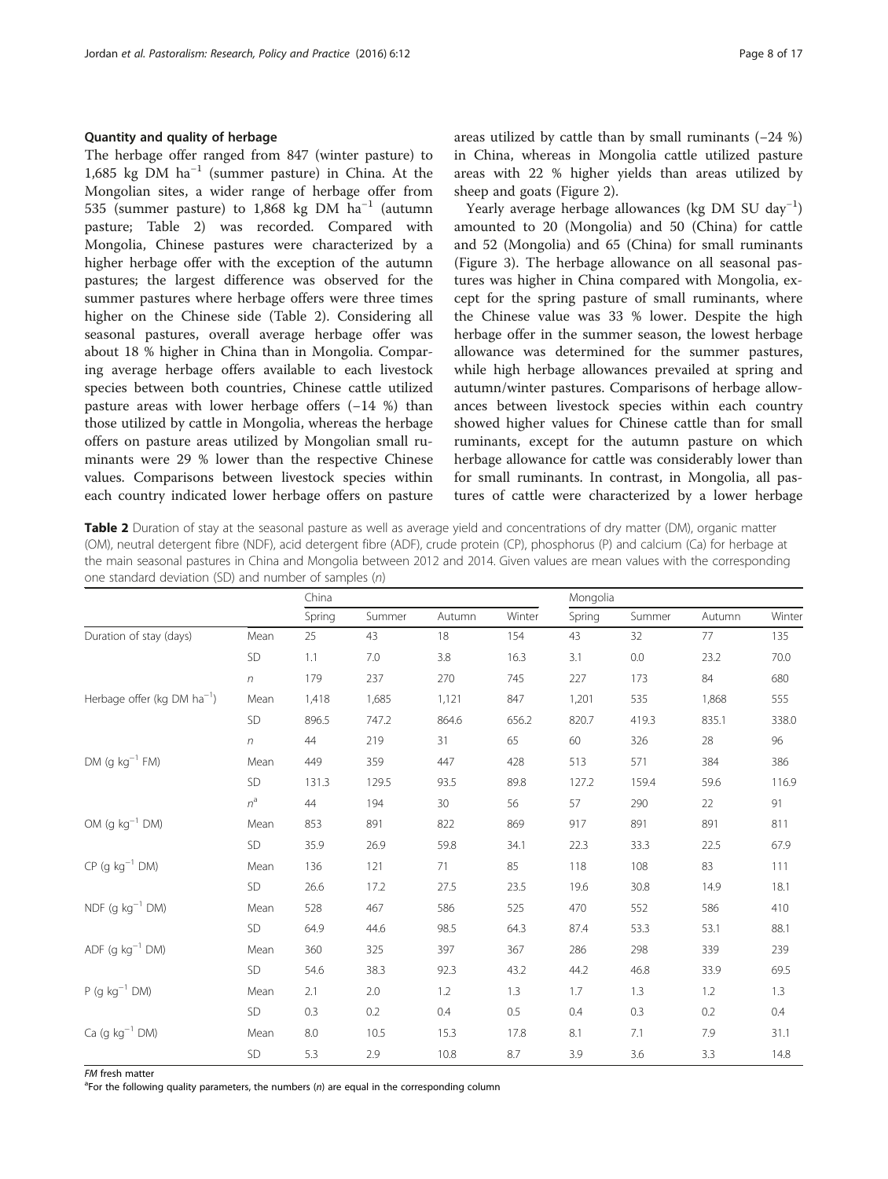### Quantity and quality of herbage

The herbage offer ranged from 847 (winter pasture) to 1,685 kg DM $ha^{-1}$ (summer pasture) in China. At the Mongolian sites, a wider range of herbage offer from 535 (summer pasture) to 1,868 kg DM $ha^{-1}$ (autumn pasture; Table 2) was recorded. Compared with Mongolia, Chinese pastures were characterized by a higher herbage offer with the exception of the autumn pastures; the largest difference was observed for the summer pastures where herbage offers were three times higher on the Chinese side (Table 2). Considering all seasonal pastures, overall average herbage offer was about 18 % higher in China than in Mongolia. Comparing average herbage offers available to each livestock species between both countries, Chinese cattle utilized pasture areas with lower herbage offers (−14 %) than those utilized by cattle in Mongolia, whereas the herbage offers on pasture areas utilized by Mongolian small ruminants were 29 % lower than the respective Chinese values. Comparisons between livestock species within each country indicated lower herbage offers on pasture areas utilized by cattle than by small ruminants (−24 %) in China, whereas in Mongolia cattle utilized pasture areas with 22 % higher yields than areas utilized by sheep and goats (Figure 2).

Yearly average herbage allowances (kg DM SU $day^{-1}$) amounted to 20 (Mongolia) and 50 (China) for cattle and 52 (Mongolia) and 65 (China) for small ruminants (Figure 3). The herbage allowance on all seasonal pastures was higher in China compared with Mongolia, except for the spring pasture of small ruminants, where the Chinese value was 33 % lower. Despite the high herbage offer in the summer season, the lowest herbage allowance was determined for the summer pastures, while high herbage allowances prevailed at spring and autumn/winter pastures. Comparisons of herbage allowances between livestock species within each country showed higher values for Chinese cattle than for small ruminants, except for the autumn pasture on which herbage allowance for cattle was considerably lower than for small ruminants. In contrast, in Mongolia, all pastures of cattle were characterized by a lower herbage

**Table 2** Duration of stay at the seasonal pasture as well as average yield and concentrations of dry matter (DM), organic matter (OM), neutral detergent fibre (NDF), acid detergent fibre (ADF), crude protein (CP), phosphorus (P) and calcium (Ca) for herbage at the main seasonal pastures in China and Mongolia between 2012 and 2014. Given values are mean values with the corresponding one standard deviation (SD) and number of samples (*n*)

| | | China | | | | Mongolia | | | |
|---|---|---|---|---|---|---|---|---|---|
| | | Spring | Summer | Autumn | Winter | Spring | Summer | Autumn | Winter |
| Duration of stay (days) | Mean | 25 | 43 | 18 | 154 | 43 | 32 | 77 | 135 |
| | SD | 1.1 | 7.0 | 3.8 | 16.3 | 3.1 | 0.0 | 23.2 | 70.0 |
| | *n* | 179 | 237 | 270 | 745 | 227 | 173 | 84 | 680 |
| Herbage offer (kg DM $ha^{-1}$) | Mean | 1,418 | 1,685 | 1,121 | 847 | 1,201 | 535 | 1,868 | 555 |
| | SD | 896.5 | 747.2 | 864.6 | 656.2 | 820.7 | 419.3 | 835.1 | 338.0 |
| | *n* | 44 | 219 | 31 | 65 | 60 | 326 | 28 | 96 |
| DM (g $kg^{-1}$ FM) | Mean | 449 | 359 | 447 | 428 | 513 | 571 | 384 | 386 |
| | SD | 131.3 | 129.5 | 93.5 | 89.8 | 127.2 | 159.4 | 59.6 | 116.9 |
| | *n*[a] | 44 | 194 | 30 | 56 | 57 | 290 | 22 | 91 |
| OM (g $kg^{-1}$ DM) | Mean | 853 | 891 | 822 | 869 | 917 | 891 | 891 | 811 |
| | SD | 35.9 | 26.9 | 59.8 | 34.1 | 22.3 | 33.3 | 22.5 | 67.9 |
| CP (g $kg^{-1}$ DM) | Mean | 136 | 121 | 71 | 85 | 118 | 108 | 83 | 111 |
| | SD | 26.6 | 17.2 | 27.5 | 23.5 | 19.6 | 30.8 | 14.9 | 18.1 |
| NDF (g $kg^{-1}$ DM) | Mean | 528 | 467 | 586 | 525 | 470 | 552 | 586 | 410 |
| | SD | 64.9 | 44.6 | 98.5 | 64.3 | 87.4 | 53.3 | 53.1 | 88.1 |
| ADF (g $kg^{-1}$ DM) | Mean | 360 | 325 | 397 | 367 | 286 | 298 | 339 | 239 |
| | SD | 54.6 | 38.3 | 92.3 | 43.2 | 44.2 | 46.8 | 33.9 | 69.5 |
| P (g $kg^{-1}$ DM) | Mean | 2.1 | 2.0 | 1.2 | 1.3 | 1.7 | 1.3 | 1.2 | 1.3 |
| | SD | 0.3 | 0.2 | 0.4 | 0.5 | 0.4 | 0.3 | 0.2 | 0.4 |
| Ca (g $kg^{-1}$ DM) | Mean | 8.0 | 10.5 | 15.3 | 17.8 | 8.1 | 7.1 | 7.9 | 31.1 |
| | SD | 5.3 | 2.9 | 10.8 | 8.7 | 3.9 | 3.6 | 3.3 | 14.8 |

*FM* fresh matter

[a]For the following quality parameters, the numbers (*n*) are equal in the corresponding column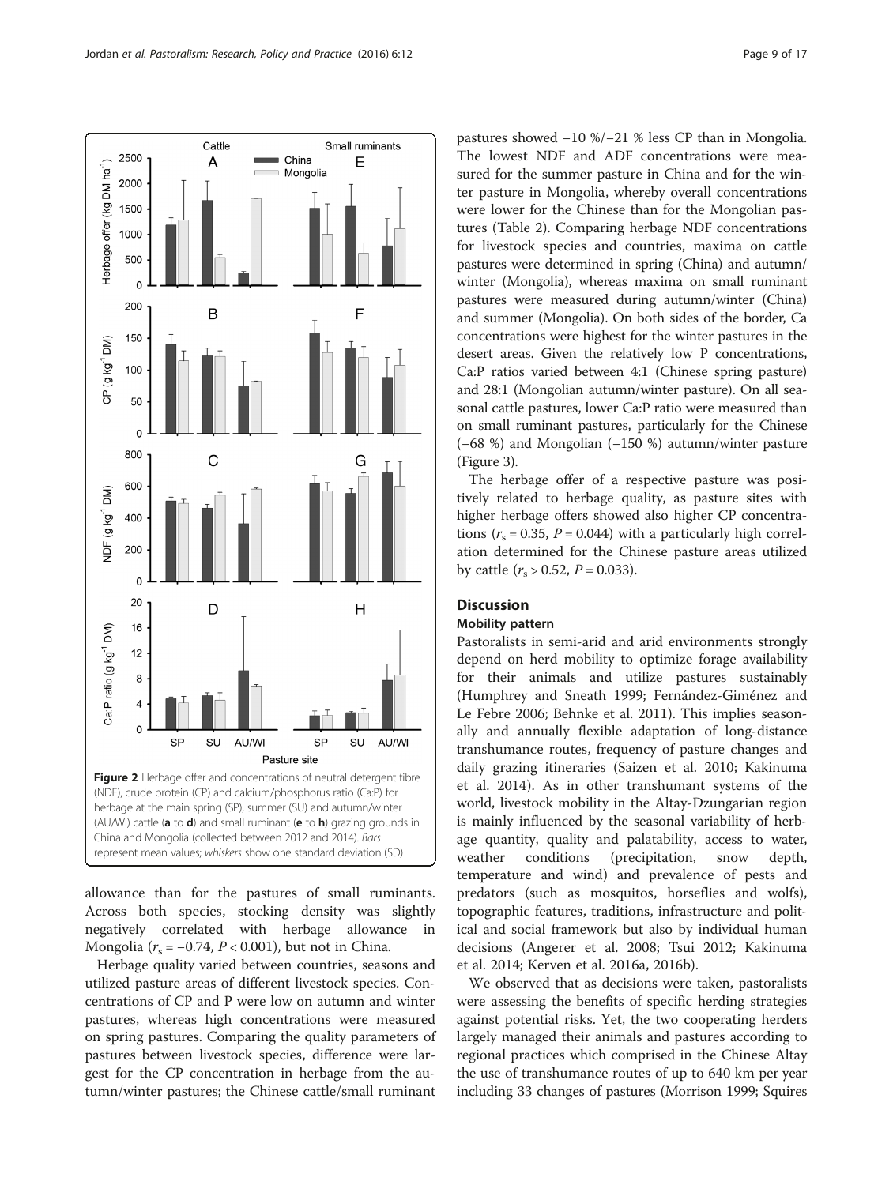Figure 2 Herbage offer and concentrations of neutral detergent fibre (NDF), crude protein (CP) and calcium/phosphorus ratio (Ca:P) for herbage at the main spring (SP), summer (SU) and autumn/winter (AU/WI) cattle (**a** to **d**) and small ruminant (**e** to **h**) grazing grounds in China and Mongolia (collected between 2012 and 2014). *Bars* represent mean values; *whiskers* show one standard deviation (SD)

allowance than for the pastures of small ruminants. Across both species, stocking density was slightly negatively correlated with herbage allowance in Mongolia ($r_s = -0.74$, $P < 0.001$), but not in China.

Herbage quality varied between countries, seasons and utilized pasture areas of different livestock species. Concentrations of CP and P were low on autumn and winter pastures, whereas high concentrations were measured on spring pastures. Comparing the quality parameters of pastures between livestock species, difference were largest for the CP concentration in herbage from the autumn/winter pastures; the Chinese cattle/small ruminant pastures showed −10 %/−21 % less CP than in Mongolia. The lowest NDF and ADF concentrations were measured for the summer pasture in China and for the winter pasture in Mongolia, whereby overall concentrations were lower for the Chinese than for the Mongolian pastures (Table 2). Comparing herbage NDF concentrations for livestock species and countries, maxima on cattle pastures were determined in spring (China) and autumn/winter (Mongolia), whereas maxima on small ruminant pastures were measured during autumn/winter (China) and summer (Mongolia). On both sides of the border, Ca concentrations were highest for the winter pastures in the desert areas. Given the relatively low P concentrations, Ca:P ratios varied between 4:1 (Chinese spring pasture) and 28:1 (Mongolian autumn/winter pasture). On all seasonal cattle pastures, lower Ca:P ratio were measured than on small ruminant pastures, particularly for the Chinese (−68 %) and Mongolian (−150 %) autumn/winter pasture (Figure 3).

The herbage offer of a respective pasture was positively related to herbage quality, as pasture sites with higher herbage offers showed also higher CP concentrations ($r_s = 0.35$, $P = 0.044$) with a particularly high correlation determined for the Chinese pasture areas utilized by cattle ($r_s > 0.52$, $P = 0.033$).

## Discussion

### Mobility pattern

Pastoralists in semi-arid and arid environments strongly depend on herd mobility to optimize forage availability for their animals and utilize pastures sustainably (Humphrey and Sneath 1999; Fernández-Giménez and Le Febre 2006; Behnke et al. 2011). This implies seasonally and annually flexible adaptation of long-distance transhumance routes, frequency of pasture changes and daily grazing itineraries (Saizen et al. 2010; Kakinuma et al. 2014). As in other transhumant systems of the world, livestock mobility in the Altay-Dzungarian region is mainly influenced by the seasonal variability of herbage quantity, quality and palatability, access to water, weather conditions (precipitation, snow depth, temperature and wind) and prevalence of pests and predators (such as mosquitos, horseflies and wolfs), topographic features, traditions, infrastructure and political and social framework but also by individual human decisions (Angerer et al. 2008; Tsui 2012; Kakinuma et al. 2014; Kerven et al. 2016a, 2016b).

We observed that as decisions were taken, pastoralists were assessing the benefits of specific herding strategies against potential risks. Yet, the two cooperating herders largely managed their animals and pastures according to regional practices which comprised in the Chinese Altay the use of transhumance routes of up to 640 km per year including 33 changes of pastures (Morrison 1999; Squires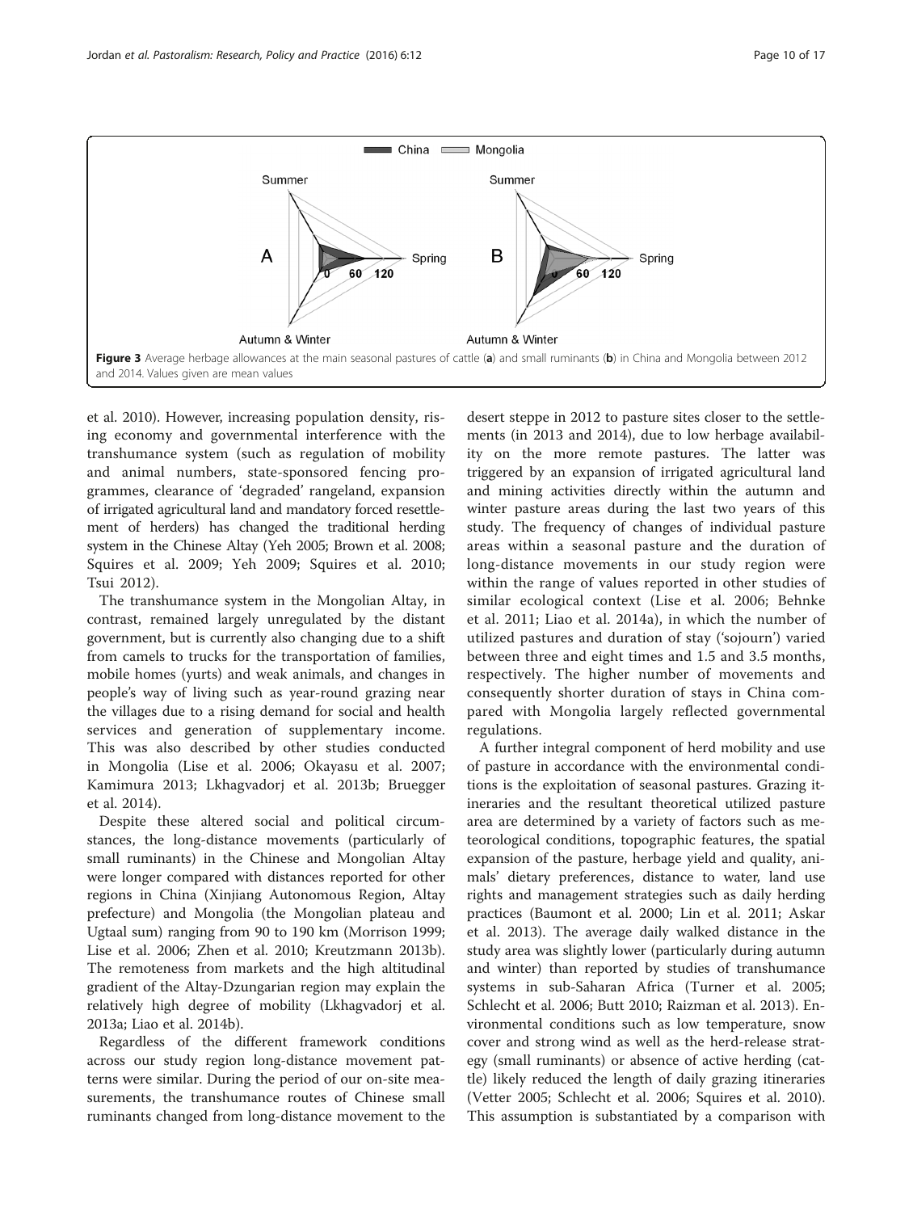**Figure 3** Average herbage allowances at the main seasonal pastures of cattle (**a**) and small ruminants (**b**) in China and Mongolia between 2012 and 2014. Values given are mean values

et al. 2010). However, increasing population density, rising economy and governmental interference with the transhumance system (such as regulation of mobility and animal numbers, state-sponsored fencing programmes, clearance of 'degraded' rangeland, expansion of irrigated agricultural land and mandatory forced resettlement of herders) has changed the traditional herding system in the Chinese Altay (Yeh 2005; Brown et al. 2008; Squires et al. 2009; Yeh 2009; Squires et al. 2010; Tsui 2012).

The transhumance system in the Mongolian Altay, in contrast, remained largely unregulated by the distant government, but is currently also changing due to a shift from camels to trucks for the transportation of families, mobile homes (yurts) and weak animals, and changes in people's way of living such as year-round grazing near the villages due to a rising demand for social and health services and generation of supplementary income. This was also described by other studies conducted in Mongolia (Lise et al. 2006; Okayasu et al. 2007; Kamimura 2013; Lkhagvadorj et al. 2013b; Bruegger et al. 2014).

Despite these altered social and political circumstances, the long-distance movements (particularly of small ruminants) in the Chinese and Mongolian Altay were longer compared with distances reported for other regions in China (Xinjiang Autonomous Region, Altay prefecture) and Mongolia (the Mongolian plateau and Ugtaal sum) ranging from 90 to 190 km (Morrison 1999; Lise et al. 2006; Zhen et al. 2010; Kreutzmann 2013b). The remoteness from markets and the high altitudinal gradient of the Altay-Dzungarian region may explain the relatively high degree of mobility (Lkhagvadorj et al. 2013a; Liao et al. 2014b).

Regardless of the different framework conditions across our study region long-distance movement patterns were similar. During the period of our on-site measurements, the transhumance routes of Chinese small ruminants changed from long-distance movement to the desert steppe in 2012 to pasture sites closer to the settlements (in 2013 and 2014), due to low herbage availability on the more remote pastures. The latter was triggered by an expansion of irrigated agricultural land and mining activities directly within the autumn and winter pasture areas during the last two years of this study. The frequency of changes of individual pasture areas within a seasonal pasture and the duration of long-distance movements in our study region were within the range of values reported in other studies of similar ecological context (Lise et al. 2006; Behnke et al. 2011; Liao et al. 2014a), in which the number of utilized pastures and duration of stay ('sojourn') varied between three and eight times and 1.5 and 3.5 months, respectively. The higher number of movements and consequently shorter duration of stays in China compared with Mongolia largely reflected governmental regulations.

A further integral component of herd mobility and use of pasture in accordance with the environmental conditions is the exploitation of seasonal pastures. Grazing itineraries and the resultant theoretical utilized pasture area are determined by a variety of factors such as meteorological conditions, topographic features, the spatial expansion of the pasture, herbage yield and quality, animals' dietary preferences, distance to water, land use rights and management strategies such as daily herding practices (Baumont et al. 2000; Lin et al. 2011; Askar et al. 2013). The average daily walked distance in the study area was slightly lower (particularly during autumn and winter) than reported by studies of transhumance systems in sub-Saharan Africa (Turner et al. 2005; Schlecht et al. 2006; Butt 2010; Raizman et al. 2013). Environmental conditions such as low temperature, snow cover and strong wind as well as the herd-release strategy (small ruminants) or absence of active herding (cattle) likely reduced the length of daily grazing itineraries (Vetter 2005; Schlecht et al. 2006; Squires et al. 2010). This assumption is substantiated by a comparison with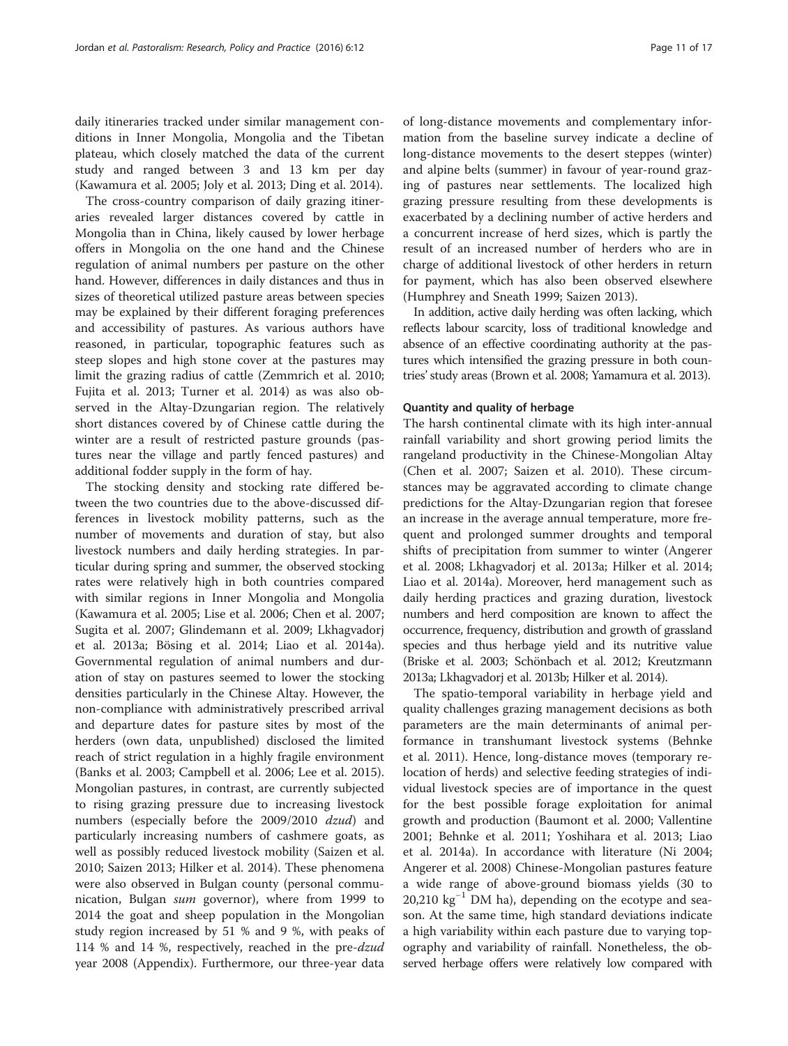daily itineraries tracked under similar management conditions in Inner Mongolia, Mongolia and the Tibetan plateau, which closely matched the data of the current study and ranged between 3 and 13 km per day (Kawamura et al. 2005; Joly et al. 2013; Ding et al. 2014).

The cross-country comparison of daily grazing itineraries revealed larger distances covered by cattle in Mongolia than in China, likely caused by lower herbage offers in Mongolia on the one hand and the Chinese regulation of animal numbers per pasture on the other hand. However, differences in daily distances and thus in sizes of theoretical utilized pasture areas between species may be explained by their different foraging preferences and accessibility of pastures. As various authors have reasoned, in particular, topographic features such as steep slopes and high stone cover at the pastures may limit the grazing radius of cattle (Zemmrich et al. 2010; Fujita et al. 2013; Turner et al. 2014) as was also observed in the Altay-Dzungarian region. The relatively short distances covered by of Chinese cattle during the winter are a result of restricted pasture grounds (pastures near the village and partly fenced pastures) and additional fodder supply in the form of hay.

The stocking density and stocking rate differed between the two countries due to the above-discussed differences in livestock mobility patterns, such as the number of movements and duration of stay, but also livestock numbers and daily herding strategies. In particular during spring and summer, the observed stocking rates were relatively high in both countries compared with similar regions in Inner Mongolia and Mongolia (Kawamura et al. 2005; Lise et al. 2006; Chen et al. 2007; Sugita et al. 2007; Glindemann et al. 2009; Lkhagvadorj et al. 2013a; Bösing et al. 2014; Liao et al. 2014a). Governmental regulation of animal numbers and duration of stay on pastures seemed to lower the stocking densities particularly in the Chinese Altay. However, the non-compliance with administratively prescribed arrival and departure dates for pasture sites by most of the herders (own data, unpublished) disclosed the limited reach of strict regulation in a highly fragile environment (Banks et al. 2003; Campbell et al. 2006; Lee et al. 2015). Mongolian pastures, in contrast, are currently subjected to rising grazing pressure due to increasing livestock numbers (especially before the 2009/2010 *dzud*) and particularly increasing numbers of cashmere goats, as well as possibly reduced livestock mobility (Saizen et al. 2010; Saizen 2013; Hilker et al. 2014). These phenomena were also observed in Bulgan county (personal communication, Bulgan *sum* governor), where from 1999 to 2014 the goat and sheep population in the Mongolian study region increased by 51 % and 9 %, with peaks of 114 % and 14 %, respectively, reached in the pre-*dzud* year 2008 (Appendix). Furthermore, our three-year data of long-distance movements and complementary information from the baseline survey indicate a decline of long-distance movements to the desert steppes (winter) and alpine belts (summer) in favour of year-round grazing of pastures near settlements. The localized high grazing pressure resulting from these developments is exacerbated by a declining number of active herders and a concurrent increase of herd sizes, which is partly the result of an increased number of herders who are in charge of additional livestock of other herders in return for payment, which has also been observed elsewhere (Humphrey and Sneath 1999; Saizen 2013).

In addition, active daily herding was often lacking, which reflects labour scarcity, loss of traditional knowledge and absence of an effective coordinating authority at the pastures which intensified the grazing pressure in both countries' study areas (Brown et al. 2008; Yamamura et al. 2013).

### Quantity and quality of herbage

The harsh continental climate with its high inter-annual rainfall variability and short growing period limits the rangeland productivity in the Chinese-Mongolian Altay (Chen et al. 2007; Saizen et al. 2010). These circumstances may be aggravated according to climate change predictions for the Altay-Dzungarian region that foresee an increase in the average annual temperature, more frequent and prolonged summer droughts and temporal shifts of precipitation from summer to winter (Angerer et al. 2008; Lkhagvadorj et al. 2013a; Hilker et al. 2014; Liao et al. 2014a). Moreover, herd management such as daily herding practices and grazing duration, livestock numbers and herd composition are known to affect the occurrence, frequency, distribution and growth of grassland species and thus herbage yield and its nutritive value (Briske et al. 2003; Schönbach et al. 2012; Kreutzmann 2013a; Lkhagvadorj et al. 2013b; Hilker et al. 2014).

The spatio-temporal variability in herbage yield and quality challenges grazing management decisions as both parameters are the main determinants of animal performance in transhumant livestock systems (Behnke et al. 2011). Hence, long-distance moves (temporary relocation of herds) and selective feeding strategies of individual livestock species are of importance in the quest for the best possible forage exploitation for animal growth and production (Baumont et al. 2000; Vallentine 2001; Behnke et al. 2011; Yoshihara et al. 2013; Liao et al. 2014a). In accordance with literature (Ni 2004; Angerer et al. 2008) Chinese-Mongolian pastures feature a wide range of above-ground biomass yields (30 to 20,210 $kg^{-1}$ DM ha), depending on the ecotype and season. At the same time, high standard deviations indicate a high variability within each pasture due to varying topography and variability of rainfall. Nonetheless, the observed herbage offers were relatively low compared with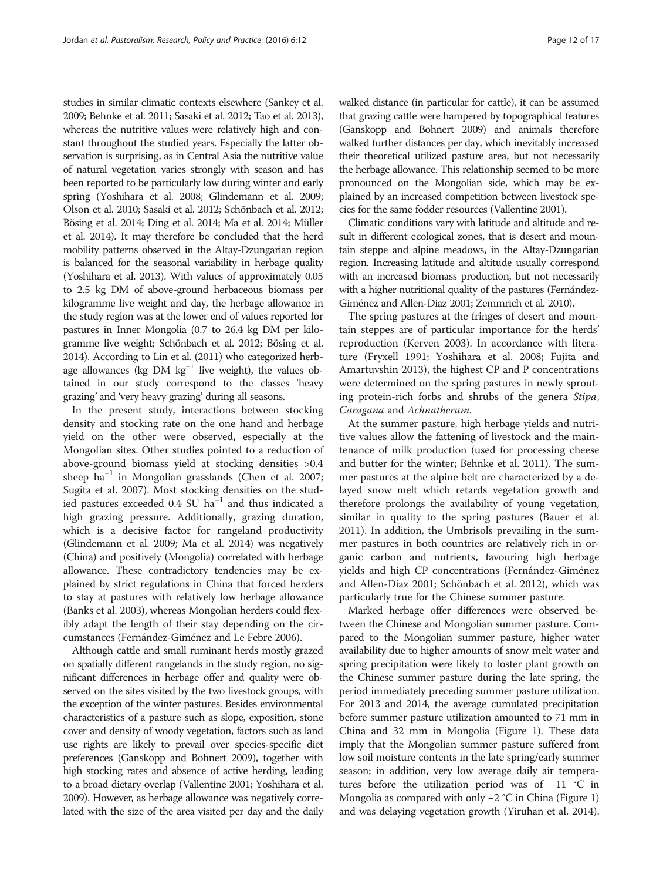studies in similar climatic contexts elsewhere (Sankey et al. 2009; Behnke et al. 2011; Sasaki et al. 2012; Tao et al. 2013), whereas the nutritive values were relatively high and constant throughout the studied years. Especially the latter observation is surprising, as in Central Asia the nutritive value of natural vegetation varies strongly with season and has been reported to be particularly low during winter and early spring (Yoshihara et al. 2008; Glindemann et al. 2009; Olson et al. 2010; Sasaki et al. 2012; Schönbach et al. 2012; Bösing et al. 2014; Ding et al. 2014; Ma et al. 2014; Müller et al. 2014). It may therefore be concluded that the herd mobility patterns observed in the Altay-Dzungarian region is balanced for the seasonal variability in herbage quality (Yoshihara et al. 2013). With values of approximately 0.05 to 2.5 kg DM of above-ground herbaceous biomass per kilogramme live weight and day, the herbage allowance in the study region was at the lower end of values reported for pastures in Inner Mongolia (0.7 to 26.4 kg DM per kilogramme live weight; Schönbach et al. 2012; Bösing et al. 2014). According to Lin et al. (2011) who categorized herbage allowances (kg DM $kg^{-1}$ live weight), the values obtained in our study correspond to the classes 'heavy grazing' and 'very heavy grazing' during all seasons.

In the present study, interactions between stocking density and stocking rate on the one hand and herbage yield on the other were observed, especially at the Mongolian sites. Other studies pointed to a reduction of above-ground biomass yield at stocking densities >0.4 sheep $ha^{-1}$ in Mongolian grasslands (Chen et al. 2007; Sugita et al. 2007). Most stocking densities on the studied pastures exceeded 0.4 SU $ha^{-1}$ and thus indicated a high grazing pressure. Additionally, grazing duration, which is a decisive factor for rangeland productivity (Glindemann et al. 2009; Ma et al. 2014) was negatively (China) and positively (Mongolia) correlated with herbage allowance. These contradictory tendencies may be explained by strict regulations in China that forced herders to stay at pastures with relatively low herbage allowance (Banks et al. 2003), whereas Mongolian herders could flexibly adapt the length of their stay depending on the circumstances (Fernández-Giménez and Le Febre 2006).

Although cattle and small ruminant herds mostly grazed on spatially different rangelands in the study region, no significant differences in herbage offer and quality were observed on the sites visited by the two livestock groups, with the exception of the winter pastures. Besides environmental characteristics of a pasture such as slope, exposition, stone cover and density of woody vegetation, factors such as land use rights are likely to prevail over species-specific diet preferences (Ganskopp and Bohnert 2009), together with high stocking rates and absence of active herding, leading to a broad dietary overlap (Vallentine 2001; Yoshihara et al. 2009). However, as herbage allowance was negatively correlated with the size of the area visited per day and the daily walked distance (in particular for cattle), it can be assumed that grazing cattle were hampered by topographical features (Ganskopp and Bohnert 2009) and animals therefore walked further distances per day, which inevitably increased their theoretical utilized pasture area, but not necessarily the herbage allowance. This relationship seemed to be more pronounced on the Mongolian side, which may be explained by an increased competition between livestock species for the same fodder resources (Vallentine 2001).

Climatic conditions vary with latitude and altitude and result in different ecological zones, that is desert and mountain steppe and alpine meadows, in the Altay-Dzungarian region. Increasing latitude and altitude usually correspond with an increased biomass production, but not necessarily with a higher nutritional quality of the pastures (Fernández-Giménez and Allen-Diaz 2001; Zemmrich et al. 2010).

The spring pastures at the fringes of desert and mountain steppes are of particular importance for the herds' reproduction (Kerven 2003). In accordance with literature (Fryxell 1991; Yoshihara et al. 2008; Fujita and Amartuvshin 2013), the highest CP and P concentrations were determined on the spring pastures in newly sprouting protein-rich forbs and shrubs of the genera *Stipa*, *Caragana* and *Achnatherum*.

At the summer pasture, high herbage yields and nutritive values allow the fattening of livestock and the maintenance of milk production (used for processing cheese and butter for the winter; Behnke et al. 2011). The summer pastures at the alpine belt are characterized by a delayed snow melt which retards vegetation growth and therefore prolongs the availability of young vegetation, similar in quality to the spring pastures (Bauer et al. 2011). In addition, the Umbrisols prevailing in the summer pastures in both countries are relatively rich in organic carbon and nutrients, favouring high herbage yields and high CP concentrations (Fernández-Giménez and Allen-Diaz 2001; Schönbach et al. 2012), which was particularly true for the Chinese summer pasture.

Marked herbage offer differences were observed between the Chinese and Mongolian summer pasture. Compared to the Mongolian summer pasture, higher water availability due to higher amounts of snow melt water and spring precipitation were likely to foster plant growth on the Chinese summer pasture during the late spring, the period immediately preceding summer pasture utilization. For 2013 and 2014, the average cumulated precipitation before summer pasture utilization amounted to 71 mm in China and 32 mm in Mongolia (Figure 1). These data imply that the Mongolian summer pasture suffered from low soil moisture contents in the late spring/early summer season; in addition, very low average daily air temperatures before the utilization period was of −11 °C in Mongolia as compared with only −2 °C in China (Figure 1) and was delaying vegetation growth (Yiruhan et al. 2014).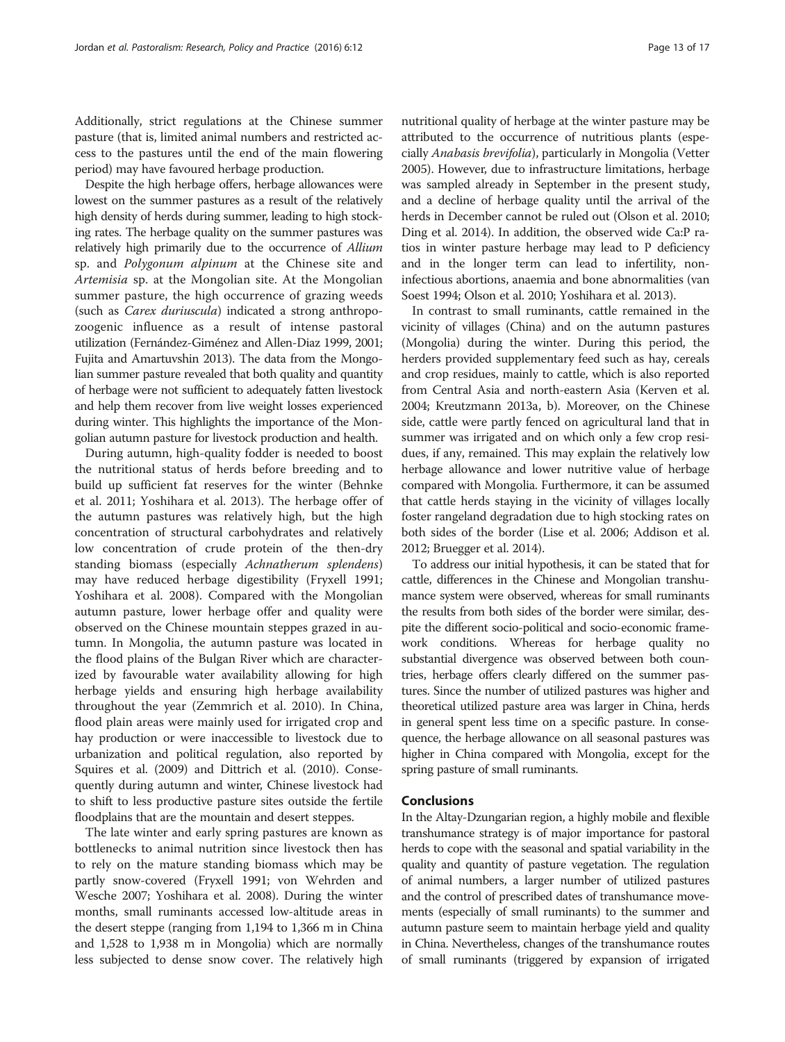Additionally, strict regulations at the Chinese summer pasture (that is, limited animal numbers and restricted access to the pastures until the end of the main flowering period) may have favoured herbage production.

Despite the high herbage offers, herbage allowances were lowest on the summer pastures as a result of the relatively high density of herds during summer, leading to high stocking rates. The herbage quality on the summer pastures was relatively high primarily due to the occurrence of *Allium* sp. and *Polygonum alpinum* at the Chinese site and *Artemisia* sp. at the Mongolian site. At the Mongolian summer pasture, the high occurrence of grazing weeds (such as *Carex duriuscula*) indicated a strong anthropozoogenic influence as a result of intense pastoral utilization (Fernández-Giménez and Allen-Diaz 1999, 2001; Fujita and Amartuvshin 2013). The data from the Mongolian summer pasture revealed that both quality and quantity of herbage were not sufficient to adequately fatten livestock and help them recover from live weight losses experienced during winter. This highlights the importance of the Mongolian autumn pasture for livestock production and health.

During autumn, high-quality fodder is needed to boost the nutritional status of herds before breeding and to build up sufficient fat reserves for the winter (Behnke et al. 2011; Yoshihara et al. 2013). The herbage offer of the autumn pastures was relatively high, but the high concentration of structural carbohydrates and relatively low concentration of crude protein of the then-dry standing biomass (especially *Achnatherum splendens*) may have reduced herbage digestibility (Fryxell 1991; Yoshihara et al. 2008). Compared with the Mongolian autumn pasture, lower herbage offer and quality were observed on the Chinese mountain steppes grazed in autumn. In Mongolia, the autumn pasture was located in the flood plains of the Bulgan River which are characterized by favourable water availability allowing for high herbage yields and ensuring high herbage availability throughout the year (Zemmrich et al. 2010). In China, flood plain areas were mainly used for irrigated crop and hay production or were inaccessible to livestock due to urbanization and political regulation, also reported by Squires et al. (2009) and Dittrich et al. (2010). Consequently during autumn and winter, Chinese livestock had to shift to less productive pasture sites outside the fertile floodplains that are the mountain and desert steppes.

The late winter and early spring pastures are known as bottlenecks to animal nutrition since livestock then has to rely on the mature standing biomass which may be partly snow-covered (Fryxell 1991; von Wehrden and Wesche 2007; Yoshihara et al. 2008). During the winter months, small ruminants accessed low-altitude areas in the desert steppe (ranging from 1,194 to 1,366 m in China and 1,528 to 1,938 m in Mongolia) which are normally less subjected to dense snow cover. The relatively high nutritional quality of herbage at the winter pasture may be attributed to the occurrence of nutritious plants (especially *Anabasis brevifolia*), particularly in Mongolia (Vetter 2005). However, due to infrastructure limitations, herbage was sampled already in September in the present study, and a decline of herbage quality until the arrival of the herds in December cannot be ruled out (Olson et al. 2010; Ding et al. 2014). In addition, the observed wide Ca:P ratios in winter pasture herbage may lead to P deficiency and in the longer term can lead to infertility, non-infectious abortions, anaemia and bone abnormalities (van Soest 1994; Olson et al. 2010; Yoshihara et al. 2013).

In contrast to small ruminants, cattle remained in the vicinity of villages (China) and on the autumn pastures (Mongolia) during the winter. During this period, the herders provided supplementary feed such as hay, cereals and crop residues, mainly to cattle, which is also reported from Central Asia and north-eastern Asia (Kerven et al. 2004; Kreutzmann 2013a, b). Moreover, on the Chinese side, cattle were partly fenced on agricultural land that in summer was irrigated and on which only a few crop residues, if any, remained. This may explain the relatively low herbage allowance and lower nutritive value of herbage compared with Mongolia. Furthermore, it can be assumed that cattle herds staying in the vicinity of villages locally foster rangeland degradation due to high stocking rates on both sides of the border (Lise et al. 2006; Addison et al. 2012; Bruegger et al. 2014).

To address our initial hypothesis, it can be stated that for cattle, differences in the Chinese and Mongolian transhumance system were observed, whereas for small ruminants the results from both sides of the border were similar, despite the different socio-political and socio-economic framework conditions. Whereas for herbage quality no substantial divergence was observed between both countries, herbage offers clearly differed on the summer pastures. Since the number of utilized pastures was higher and theoretical utilized pasture area was larger in China, herds in general spent less time on a specific pasture. In consequence, the herbage allowance on all seasonal pastures was higher in China compared with Mongolia, except for the spring pasture of small ruminants.

## Conclusions

In the Altay-Dzungarian region, a highly mobile and flexible transhumance strategy is of major importance for pastoral herds to cope with the seasonal and spatial variability in the quality and quantity of pasture vegetation. The regulation of animal numbers, a larger number of utilized pastures and the control of prescribed dates of transhumance movements (especially of small ruminants) to the summer and autumn pasture seem to maintain herbage yield and quality in China. Nevertheless, changes of the transhumance routes of small ruminants (triggered by expansion of irrigated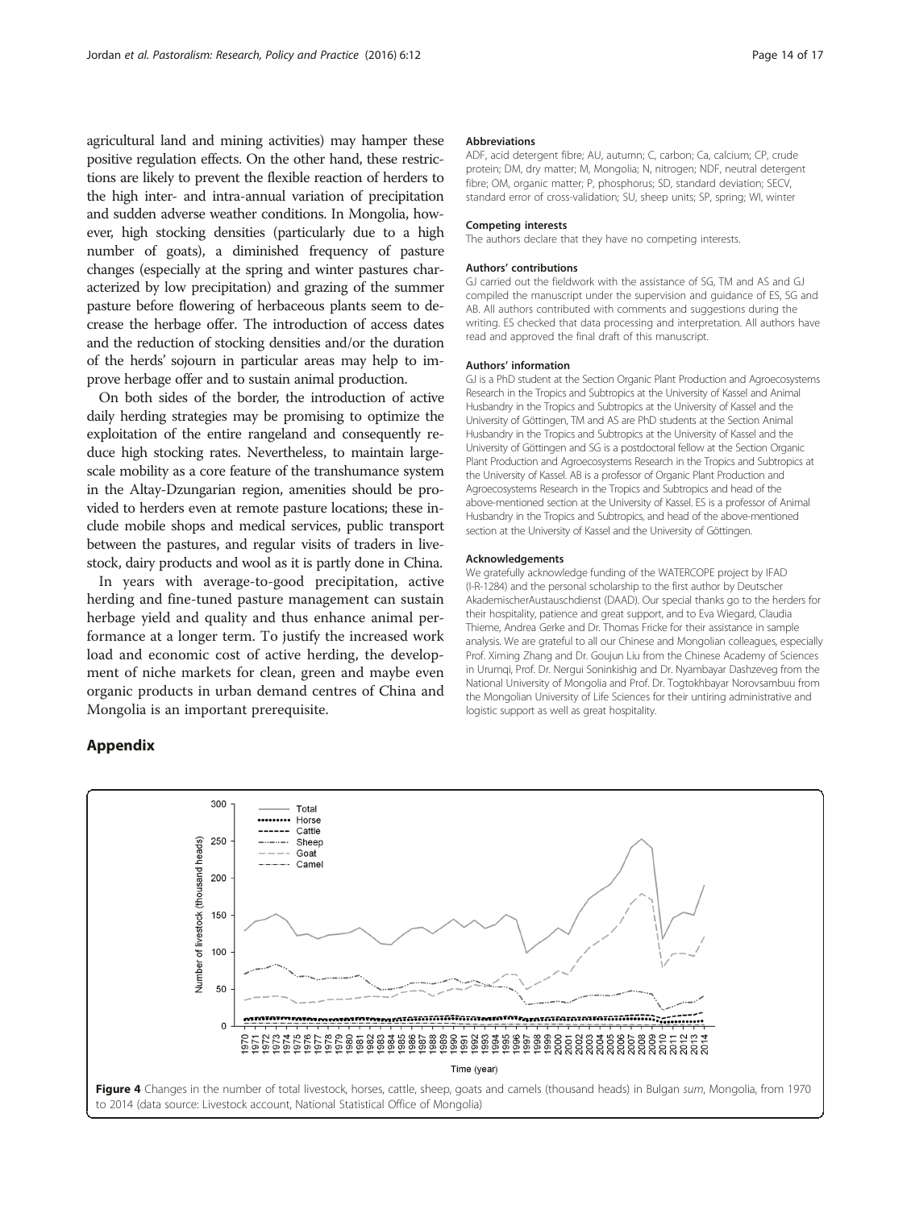agricultural land and mining activities) may hamper these positive regulation effects. On the other hand, these restrictions are likely to prevent the flexible reaction of herders to the high inter- and intra-annual variation of precipitation and sudden adverse weather conditions. In Mongolia, however, high stocking densities (particularly due to a high number of goats), a diminished frequency of pasture changes (especially at the spring and winter pastures characterized by low precipitation) and grazing of the summer pasture before flowering of herbaceous plants seem to decrease the herbage offer. The introduction of access dates and the reduction of stocking densities and/or the duration of the herds' sojourn in particular areas may help to improve herbage offer and to sustain animal production.

On both sides of the border, the introduction of active daily herding strategies may be promising to optimize the exploitation of the entire rangeland and consequently reduce high stocking rates. Nevertheless, to maintain large-scale mobility as a core feature of the transhumance system in the Altay-Dzungarian region, amenities should be provided to herders even at remote pasture locations; these include mobile shops and medical services, public transport between the pastures, and regular visits of traders in livestock, dairy products and wool as it is partly done in China.

In years with average-to-good precipitation, active herding and fine-tuned pasture management can sustain herbage yield and quality and thus enhance animal performance at a longer term. To justify the increased work load and economic cost of active herding, the development of niche markets for clean, green and maybe even organic products in urban demand centres of China and Mongolia is an important prerequisite.

#### Abbreviations

ADF, acid detergent fibre; AU, autumn; C, carbon; Ca, calcium; CP, crude protein; DM, dry matter; M, Mongolia; N, nitrogen; NDF, neutral detergent fibre; OM, organic matter; P, phosphorus; SD, standard deviation; SECV, standard error of cross-validation; SU, sheep units; SP, spring; WI, winter

#### Competing interests

The authors declare that they have no competing interests.

#### Authors' contributions

GJ carried out the fieldwork with the assistance of SG, TM and AS and GJ compiled the manuscript under the supervision and guidance of ES, SG and AB. All authors contributed with comments and suggestions during the writing. ES checked that data processing and interpretation. All authors have read and approved the final draft of this manuscript.

#### Authors' information

GJ is a PhD student at the Section Organic Plant Production and Agroecosystems Research in the Tropics and Subtropics at the University of Kassel and Animal Husbandry in the Tropics and Subtropics at the University of Kassel and the University of Göttingen, TM and AS are PhD students at the Section Animal Husbandry in the Tropics and Subtropics at the University of Kassel and the University of Göttingen and SG is a postdoctoral fellow at the Section Organic Plant Production and Agroecosystems Research in the Tropics and Subtropics at the University of Kassel. AB is a professor of Organic Plant Production and Agroecosystems Research in the Tropics and Subtropics and head of the above-mentioned section at the University of Kassel. ES is a professor of Animal Husbandry in the Tropics and Subtropics, and head of the above-mentioned section at the University of Kassel and the University of Göttingen.

#### Acknowledgements

We gratefully acknowledge funding of the WATERCOPE project by IFAD (I-R-1284) and the personal scholarship to the first author by Deutscher AkademischerAustauschdienst (DAAD). Our special thanks go to the herders for their hospitality, patience and great support, and to Eva Wiegard, Claudia Thieme, Andrea Gerke and Dr. Thomas Fricke for their assistance in sample analysis. We are grateful to all our Chinese and Mongolian colleagues, especially Prof. Ximing Zhang and Dr. Goujun Liu from the Chinese Academy of Sciences in Urumqi, Prof. Dr. Nergui Soninkishig and Dr. Nyambayar Dashzeveg from the National University of Mongolia and Prof. Dr. Togtokhbayar Norovsambuu from the Mongolian University of Life Sciences for their untiring administrative and logistic support as well as great hospitality.

## Appendix

**Figure 4** Changes in the number of total livestock, horses, cattle, sheep, goats and camels (thousand heads) in Bulgan *sum*, Mongolia, from 1970 to 2014 (data source: Livestock account, National Statistical Office of Mongolia)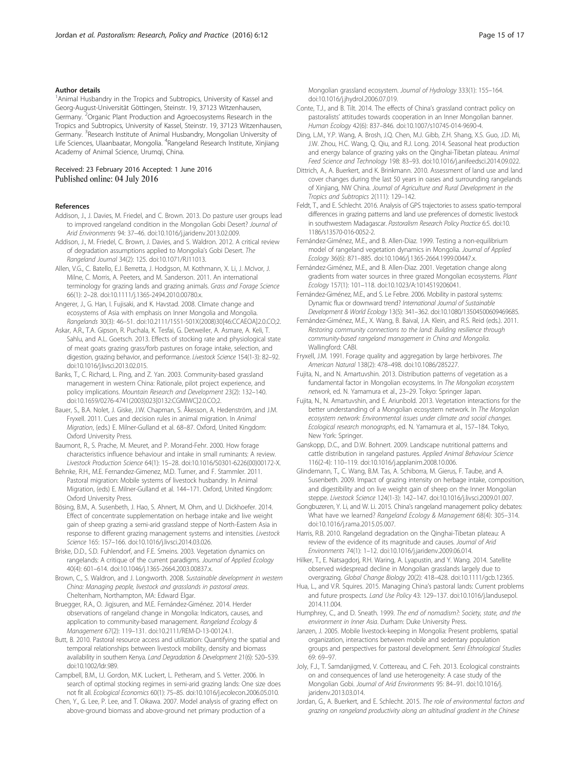#### Author details

[1]Animal Husbandry in the Tropics and Subtropics, University of Kassel and Georg-August-Universität Göttingen, Steinstr. 19, 37123 Witzenhausen, Germany. [2]Organic Plant Production and Agroecosystems Research in the Tropics and Subtropics, University of Kassel, Steinstr. 19, 37123 Witzenhausen, Germany. [3]Research Institute of Animal Husbandry, Mongolian University of Life Sciences, Ulaanbaatar, Mongolia. [4]Rangeland Research Institute, Xinjiang Academy of Animal Science, Urumqi, China.

Received: 23 February 2016 Accepted: 1 June 2016
Published online: 04 July 2016

#### References

Addison, J., J. Davies, M. Friedel, and C. Brown. 2013. Do pasture user groups lead to improved rangeland condition in the Mongolian Gobi Desert? *Journal of Arid Environments* 94: 37–46. doi:10.1016/j.jaridenv.2013.02.009.

Addison, J., M. Friedel, C. Brown, J. Davies, and S. Waldron. 2012. A critical review of degradation assumptions applied to Mongolia's Gobi Desert. *The Rangeland Journal* 34(2): 125. doi:10.1071/RJ11013.

Allen, V.G., C. Batello, E.J. Berretta, J. Hodgson, M. Kothmann, X. Li, J. McIvor, J. Milne, C. Morris, A. Peeters, and M. Sanderson. 2011. An international terminology for grazing lands and grazing animals. *Grass and Forage Science* 66(1): 2–28. doi:10.1111/j.1365-2494.2010.00780.x.

Angerer, J., G. Han, I. Fujisaki, and K. Havstad. 2008. Climate change and ecosystems of Asia with emphasis on Inner Mongolia and Mongolia. *Rangelands* 30(3): 46–51. doi:10.2111/1551-501X(2008)30[46:CCAEOA]2.0.CO;2.

Askar, A.R., T.A. Gipson, R. Puchala, K. Tesfai, G. Detweiler, A. Asmare, A. Keli, T. Sahlu, and A.L. Goetsch. 2013. Effects of stocking rate and physiological state of meat goats grazing grass/forb pastures on forage intake, selection, and digestion, grazing behavior, and performance. *Livestock Science* 154(1-3): 82–92. doi:10.1016/j.livsci.2013.02.015.

Banks, T., C. Richard, L. Ping, and Z. Yan. 2003. Community-based grassland management in western China: Rationale, pilot project experience, and policy implications. *Mountain Research and Development* 23(2): 132–140. doi:10.1659/0276-4741(2003)023[0132:CGMIWC]2.0.CO;2.

Bauer, S., B.A. Nolet, J. Giske, J.W. Chapman, S. Åkesson, A. Hedenström, and J.M. Fryxell. 2011. Cues and decision rules in animal migration. In *Animal Migration*, (eds.) E. Milner-Gulland et al. 68–87. Oxford, United Kingdom: Oxford University Press.

Baumont, R., S. Prache, M. Meuret, and P. Morand-Fehr. 2000. How forage characteristics influence behaviour and intake in small ruminants: A review. *Livestock Production Science* 64(1): 15–28. doi:10.1016/S0301-6226(00)00172-X.

Behnke, R.H., M.E. Fernandez-Gimenez, M.D. Turner, and F. Stammler. 2011. Pastoral migration: Mobile systems of livestock husbandry. In Animal Migration, (eds) E. Milner-Gulland et al. 144–171. Oxford, United Kingdom: Oxford University Press.

Bösing, B.M., A. Susenbeth, J. Hao, S. Ahnert, M. Ohm, and U. Dickhoefer. 2014. Effect of concentrate supplementation on herbage intake and live weight gain of sheep grazing a semi-arid grassland steppe of North-Eastern Asia in response to different grazing management systems and intensities. *Livestock Science* 165: 157–166. doi:10.1016/j.livsci.2014.03.026.

Briske, D.D., S.D. Fuhlendorf, and F.E. Smeins. 2003. Vegetation dynamics on rangelands: A critique of the current paradigms. *Journal of Applied Ecology* 40(4): 601–614. doi:10.1046/j.1365-2664.2003.00837.x.

Brown, C., S. Waldron, and J. Longworth. 2008. *Sustainable development in western China: Managing people, livestock and grasslands in pastoral areas*. Cheltenham, Northampton, MA: Edward Elgar.

Bruegger, R.A., O. Jigjsuren, and M.E. Fernández-Giménez. 2014. Herder observations of rangeland change in Mongolia: Indicators, causes, and application to community-based management. *Rangeland Ecology & Management* 67(2): 119–131. doi:10.2111/REM-D-13-00124.1.

Butt, B. 2010. Pastoral resource access and utilization: Quantifying the spatial and temporal relationships between livestock mobility, density and biomass availability in southern Kenya. *Land Degradation & Development* 21(6): 520–539. doi:10.1002/ldr.989.

Campbell, B.M., I.J. Gordon, M.K. Luckert, L. Petheram, and S. Vetter. 2006. In search of optimal stocking regimes in semi-arid grazing lands: One size does not fit all. *Ecological Economics* 60(1): 75–85. doi:10.1016/j.ecolecon.2006.05.010.

Chen, Y., G. Lee, P. Lee, and T. Oikawa. 2007. Model analysis of grazing effect on above-ground biomass and above-ground net primary production of a Mongolian grassland ecosystem. *Journal of Hydrology* 333(1): 155–164. doi:10.1016/j.jhydrol.2006.07.019.

Conte, T.J., and B. Tilt. 2014. The effects of China's grassland contract policy on pastoralists' attitudes towards cooperation in an Inner Mongolian banner. *Human Ecology* 42(6): 837–846. doi:10.1007/s10745-014-9690-4.

Ding, L.M., Y.P. Wang, A. Brosh, J.Q. Chen, M.J. Gibb, Z.H. Shang, X.S. Guo, J.D. Mi, J.W. Zhou, H.C. Wang, Q. Qiu, and R.J. Long. 2014. Seasonal heat production and energy balance of grazing yaks on the Qinghai-Tibetan plateau. *Animal Feed Science and Technology* 198: 83–93. doi:10.1016/j.anifeedsci.2014.09.022.

Dittrich, A., A. Buerkert, and K. Brinkmann. 2010. Assessment of land use and land cover changes during the last 50 years in oases and surrounding rangelands of Xinjiang, NW China. *Journal of Agriculture and Rural Development in the Tropics and Subtropics* 2(111): 129–142.

Feldt, T., and E. Schlecht. 2016. Analysis of GPS trajectories to assess spatio-temporal differences in grazing patterns and land use preferences of domestic livestock in southwestern Madagascar. *Pastoralism Research Policy Practice* 6:5. doi:10.1186/s13570-016-0052-2.

Fernández-Giménez, M.E., and B. Allen-Diaz. 1999. Testing a non-equilibrium model of rangeland vegetation dynamics in Mongolia. *Journal of Applied Ecology* 36(6): 871–885. doi:10.1046/j.1365-2664.1999.00447.x.

Fernández-Giménez, M.E., and B. Allen-Diaz. 2001. Vegetation change along gradients from water sources in three grazed Mongolian ecosystems. *Plant Ecology* 157(1): 101–118. doi:10.1023/A:1014519206041.

Fernández-Giménez, M.E., and S. Le Febre. 2006. Mobility in pastoral systems: Dynamic flux or downward trend? *International Journal of Sustainable Development & World Ecology* 13(5): 341–362. doi:10.1080/13504500609469685.

Fernández-Giménez, M.E., X. Wang, B. Baival, J.A. Klein, and R.S. Reid (eds.). 2011. *Restoring community connections to the land: Building resilience through community-based rangeland management in China and Mongolia*. Wallingford: CABI.

Fryxell, J.M. 1991. Forage quality and aggregation by large herbivores. *The American Natural* 138(2): 478–498. doi:10.1086/285227.

Fujita, N., and N. Amartuvshin. 2013. Distribution patterns of vegetation as a fundamental factor in Mongolian ecosystems. In *The Mongolian ecosystem network*, ed. N. Yamamura et al., 23–29. Tokyo: Springer Japan.

Fujita, N., N. Amartuvshin, and E. Ariunbold. 2013. Vegetation interactions for the better understanding of a Mongolian ecosystem network. In *The Mongolian ecosystem network: Environmental issues under climate and social changes. Ecological research monographs*, ed. N. Yamamura et al., 157–184. Tokyo, New York: Springer.

Ganskopp, D.C., and D.W. Bohnert. 2009. Landscape nutritional patterns and cattle distribution in rangeland pastures. *Applied Animal Behaviour Science* 116(2-4): 110–119. doi:10.1016/j.applanim.2008.10.006.

Glindemann, T., C. Wang, B.M. Tas, A. Schiborra, M. Gierus, F. Taube, and A. Susenbeth. 2009. Impact of grazing intensity on herbage intake, composition, and digestibility and on live weight gain of sheep on the Inner Mongolian steppe. *Livestock Science* 124(1-3): 142–147. doi:10.1016/j.livsci.2009.01.007.

Gongbuzeren, Y. Li, and W. Li. 2015. China's rangeland management policy debates: What have we learned? *Rangeland Ecology & Management* 68(4): 305–314. doi:10.1016/j.rama.2015.05.007.

Harris, R.B. 2010. Rangeland degradation on the Qinghai-Tibetan plateau: A review of the evidence of its magnitude and causes. *Journal of Arid Environments* 74(1): 1–12. doi:10.1016/j.jaridenv.2009.06.014.

Hilker, T., E. Natsagdorj, R.H. Waring, A. Lyapustin, and Y. Wang. 2014. Satellite observed widespread decline in Mongolian grasslands largely due to overgrazing. *Global Change Biology* 20(2): 418–428. doi:10.1111/gcb.12365.

Hua, L., and V.R. Squires. 2015. Managing China's pastoral lands: Current problems and future prospects. *Land Use Policy* 43: 129–137. doi:10.1016/j.landusepol.2014.11.004.

Humphrey, C., and D. Sneath. 1999. *The end of nomadism?: Society, state, and the environment in Inner Asia*. Durham: Duke University Press.

Janzen, J. 2005. Mobile livestock-keeping in Mongolia: Present problems, spatial organization, interactions between mobile and sedentary population groups and perspectives for pastoral development. *Senri Ethnological Studies* 69: 69–97.

Joly, F.J., T. Samdanjigmed, V. Cottereau, and C. Feh. 2013. Ecological constraints on and consequences of land use heterogeneity: A case study of the Mongolian Gobi. *Journal of Arid Environments* 95: 84–91. doi:10.1016/j.jaridenv.2013.03.014.

Jordan, G., A. Buerkert, and E. Schlecht. 2015. *The role of environmental factors and grazing on rangeland productivity along an altitudinal gradient in the Chinese*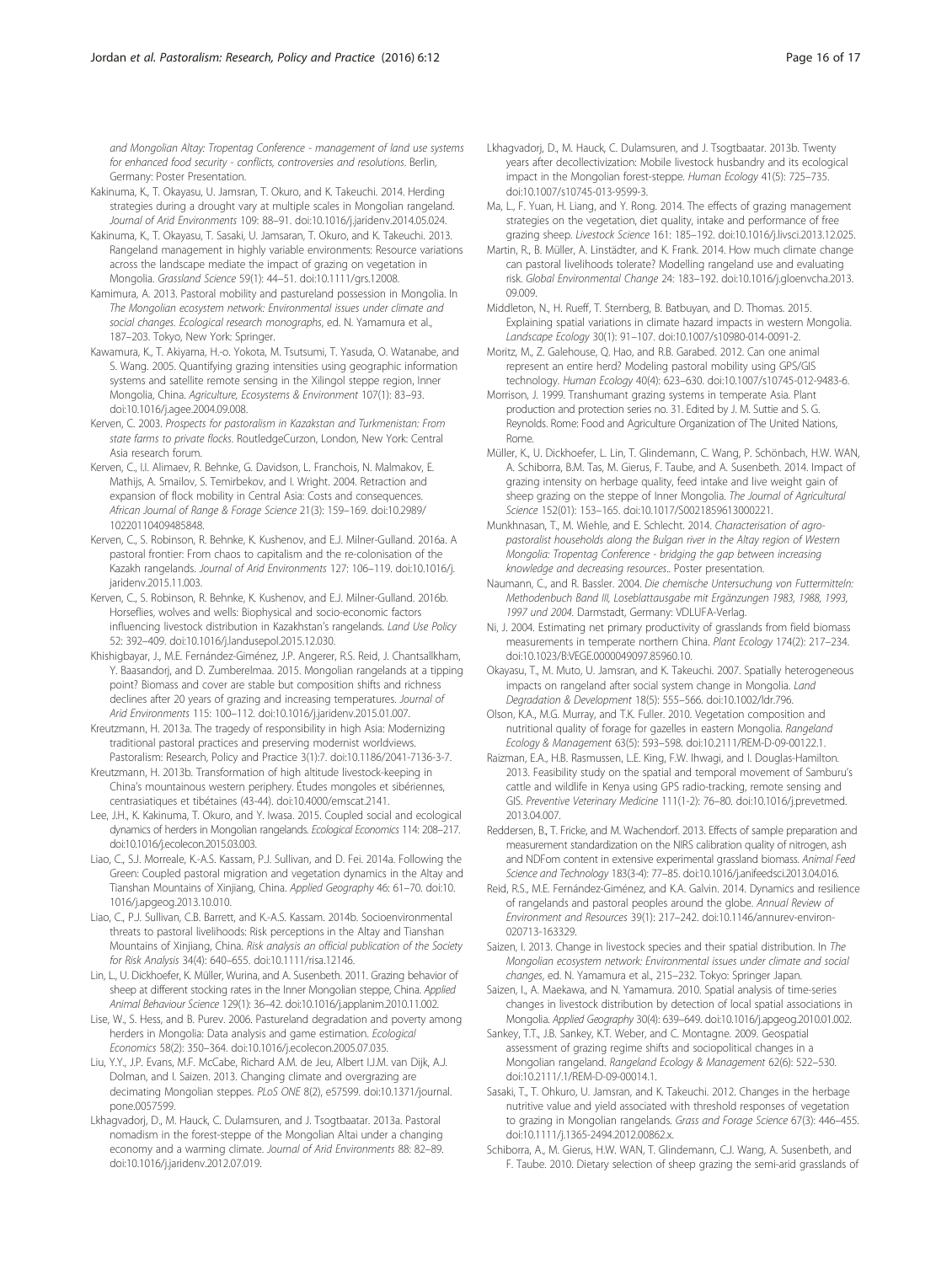and Mongolian Altay: Tropentag Conference - management of land use systems for enhanced food security - conflicts, controversies and resolutions. Berlin, Germany: Poster Presentation.

Kakinuma, K., T. Okayasu, U. Jamsran, T. Okuro, and K. Takeuchi. 2014. Herding strategies during a drought vary at multiple scales in Mongolian rangeland. Journal of Arid Environments 109: 88–91. doi:10.1016/j.jaridenv.2014.05.024.

Kakinuma, K., T. Okayasu, T. Sasaki, U. Jamsaran, T. Okuro, and K. Takeuchi. 2013. Rangeland management in highly variable environments: Resource variations across the landscape mediate the impact of grazing on vegetation in Mongolia. Grassland Science 59(1): 44–51. doi:10.1111/grs.12008.

Kamimura, A. 2013. Pastoral mobility and pastureland possession in Mongolia. In The Mongolian ecosystem network: Environmental issues under climate and social changes. Ecological research monographs, ed. N. Yamamura et al., 187–203. Tokyo, New York: Springer.

Kawamura, K., T. Akiyama, H.-o. Yokota, M. Tsutsumi, T. Yasuda, O. Watanabe, and S. Wang. 2005. Quantifying grazing intensities using geographic information systems and satellite remote sensing in the Xilingol steppe region, Inner Mongolia, China. Agriculture, Ecosystems & Environment 107(1): 83–93. doi:10.1016/j.agee.2004.09.008.

Kerven, C. 2003. Prospects for pastoralism in Kazakstan and Turkmenistan: From state farms to private flocks. RoutledgeCurzon, London, New York: Central Asia research forum.

Kerven, C., I.I. Alimaev, R. Behnke, G. Davidson, L. Franchois, N. Malmakov, E. Mathijs, A. Smailov, S. Temirbekov, and I. Wright. 2004. Retraction and expansion of flock mobility in Central Asia: Costs and consequences. African Journal of Range & Forage Science 21(3): 159–169. doi:10.2989/10220110409485848.

Kerven, C., S. Robinson, R. Behnke, K. Kushenov, and E.J. Milner-Gulland. 2016a. A pastoral frontier: From chaos to capitalism and the re-colonisation of the Kazakh rangelands. Journal of Arid Environments 127: 106–119. doi:10.1016/j.jaridenv.2015.11.003.

Kerven, C., S. Robinson, R. Behnke, K. Kushenov, and E.J. Milner-Gulland. 2016b. Horseflies, wolves and wells: Biophysical and socio-economic factors influencing livestock distribution in Kazakhstan's rangelands. Land Use Policy 52: 392–409. doi:10.1016/j.landusepol.2015.12.030.

Khishigbayar, J., M.E. Fernández-Giménez, J.P. Angerer, R.S. Reid, J. Chantsallkham, Y. Baasandorj, and D. Zumberelmaa. 2015. Mongolian rangelands at a tipping point? Biomass and cover are stable but composition shifts and richness declines after 20 years of grazing and increasing temperatures. Journal of Arid Environments 115: 100–112. doi:10.1016/j.jaridenv.2015.01.007.

Kreutzmann, H. 2013a. The tragedy of responsibility in high Asia: Modernizing traditional pastoral practices and preserving modernist worldviews. Pastoralism: Research, Policy and Practice 3(1):7. doi:10.1186/2041-7136-3-7.

Kreutzmann, H. 2013b. Transformation of high altitude livestock-keeping in China's mountainous western periphery. Études mongoles et sibériennes, centrasiatiques et tibétaines (43-44). doi:10.4000/emscat.2141.

Lee, J.H., K. Kakinuma, T. Okuro, and Y. Iwasa. 2015. Coupled social and ecological dynamics of herders in Mongolian rangelands. Ecological Economics 114: 208–217. doi:10.1016/j.ecolecon.2015.03.003.

Liao, C., S.J. Morreale, K.-A.S. Kassam, P.J. Sullivan, and D. Fei. 2014a. Following the Green: Coupled pastoral migration and vegetation dynamics in the Altay and Tianshan Mountains of Xinjiang, China. Applied Geography 46: 61–70. doi:10.1016/j.apgeog.2013.10.010.

Liao, C., P.J. Sullivan, C.B. Barrett, and K.-A.S. Kassam. 2014b. Socioenvironmental threats to pastoral livelihoods: Risk perceptions in the Altay and Tianshan Mountains of Xinjiang, China. Risk analysis an official publication of the Society for Risk Analysis 34(4): 640–655. doi:10.1111/risa.12146.

Lin, L., U. Dickhoefer, K. Müller, Wurina, and A. Susenbeth. 2011. Grazing behavior of sheep at different stocking rates in the Inner Mongolian steppe, China. Applied Animal Behaviour Science 129(1): 36–42. doi:10.1016/j.applanim.2010.11.002.

Lise, W., S. Hess, and B. Purev. 2006. Pastureland degradation and poverty among herders in Mongolia: Data analysis and game estimation. Ecological Economics 58(2): 350–364. doi:10.1016/j.ecolecon.2005.07.035.

Liu, Y.Y., J.P. Evans, M.F. McCabe, Richard A.M. de Jeu, Albert I.J.M. van Dijk, A.J. Dolman, and I. Saizen. 2013. Changing climate and overgrazing are decimating Mongolian steppes. PLoS ONE 8(2), e57599. doi:10.1371/journal.pone.0057599.

Lkhagvadorj, D., M. Hauck, C. Dulamsuren, and J. Tsogtbaatar. 2013a. Pastoral nomadism in the forest-steppe of the Mongolian Altai under a changing economy and a warming climate. Journal of Arid Environments 88: 82–89. doi:10.1016/j.jaridenv.2012.07.019.

Lkhagvadorj, D., M. Hauck, C. Dulamsuren, and J. Tsogtbaatar. 2013b. Twenty years after decollectivization: Mobile livestock husbandry and its ecological impact in the Mongolian forest-steppe. Human Ecology 41(5): 725–735. doi:10.1007/s10745-013-9599-3.

Ma, L., F. Yuan, H. Liang, and Y. Rong. 2014. The effects of grazing management strategies on the vegetation, diet quality, intake and performance of free grazing sheep. Livestock Science 161: 185–192. doi:10.1016/j.livsci.2013.12.025.

Martin, R., B. Müller, A. Linstädter, and K. Frank. 2014. How much climate change can pastoral livelihoods tolerate? Modelling rangeland use and evaluating risk. Global Environmental Change 24: 183–192. doi:10.1016/j.gloenvcha.2013.09.009.

Middleton, N., H. Rueff, T. Sternberg, B. Batbuyan, and D. Thomas. 2015. Explaining spatial variations in climate hazard impacts in western Mongolia. Landscape Ecology 30(1): 91–107. doi:10.1007/s10980-014-0091-2.

Moritz, M., Z. Galehouse, Q. Hao, and R.B. Garabed. 2012. Can one animal represent an entire herd? Modeling pastoral mobility using GPS/GIS technology. Human Ecology 40(4): 623–630. doi:10.1007/s10745-012-9483-6.

Morrison, J. 1999. Transhumant grazing systems in temperate Asia. Plant production and protection series no. 31. Edited by J. M. Suttie and S. G. Reynolds. Rome: Food and Agriculture Organization of The United Nations, Rome.

Müller, K., U. Dickhoefer, L. Lin, T. Glindemann, C. Wang, P. Schönbach, H.W. WAN, A. Schiborra, B.M. Tas, M. Gierus, F. Taube, and A. Susenbeth. 2014. Impact of grazing intensity on herbage quality, feed intake and live weight gain of sheep grazing on the steppe of Inner Mongolia. The Journal of Agricultural Science 152(01): 153–165. doi:10.1017/S0021859613000221.

Munkhnasan, T., M. Wiehle, and E. Schlecht. 2014. Characterisation of agro-pastoralist households along the Bulgan river in the Altay region of Western Mongolia: Tropentag Conference - bridging the gap between increasing knowledge and decreasing resources.. Poster presentation.

Naumann, C., and R. Bassler. 2004. Die chemische Untersuchung von Futtermitteln: Methodenbuch Band III, Loseblattausgabe mit Ergänzungen 1983, 1988, 1993, 1997 und 2004. Darmstadt, Germany: VDLUFA-Verlag.

Ni, J. 2004. Estimating net primary productivity of grasslands from field biomass measurements in temperate northern China. Plant Ecology 174(2): 217–234. doi:10.1023/B:VEGE.0000049097.85960.10.

Okayasu, T., M. Muto, U. Jamsran, and K. Takeuchi. 2007. Spatially heterogeneous impacts on rangeland after social system change in Mongolia. Land Degradation & Development 18(5): 555–566. doi:10.1002/ldr.796.

Olson, K.A., M.G. Murray, and T.K. Fuller. 2010. Vegetation composition and nutritional quality of forage for gazelles in eastern Mongolia. Rangeland Ecology & Management 63(5): 593–598. doi:10.2111/REM-D-09-00122.1.

Raizman, E.A., H.B. Rasmussen, L.E. King, F.W. Ihwagi, and I. Douglas-Hamilton. 2013. Feasibility study on the spatial and temporal movement of Samburu's cattle and wildlife in Kenya using GPS radio-tracking, remote sensing and GIS. Preventive Veterinary Medicine 111(1-2): 76–80. doi:10.1016/j.prevetmed.2013.04.007.

Reddersen, B., T. Fricke, and M. Wachendorf. 2013. Effects of sample preparation and measurement standardization on the NIRS calibration quality of nitrogen, ash and NDFom content in extensive experimental grassland biomass. Animal Feed Science and Technology 183(3-4): 77–85. doi:10.1016/j.anifeedsci.2013.04.016.

Reid, R.S., M.E. Fernández-Giménez, and K.A. Galvin. 2014. Dynamics and resilience of rangelands and pastoral peoples around the globe. Annual Review of Environment and Resources 39(1): 217–242. doi:10.1146/annurev-environ-020713-163329.

Saizen, I. 2013. Change in livestock species and their spatial distribution. In The Mongolian ecosystem network: Environmental issues under climate and social changes, ed. N. Yamamura et al., 215–232. Tokyo: Springer Japan.

Saizen, I., A. Maekawa, and N. Yamamura. 2010. Spatial analysis of time-series changes in livestock distribution by detection of local spatial associations in Mongolia. Applied Geography 30(4): 639–649. doi:10.1016/j.apgeog.2010.01.002.

Sankey, T.T., J.B. Sankey, K.T. Weber, and C. Montagne. 2009. Geospatial assessment of grazing regime shifts and sociopolitical changes in a Mongolian rangeland. Rangeland Ecology & Management 62(6): 522–530. doi:10.2111/.1/REM-D-09-00014.1.

Sasaki, T., T. Ohkuro, U. Jamsran, and K. Takeuchi. 2012. Changes in the herbage nutritive value and yield associated with threshold responses of vegetation to grazing in Mongolian rangelands. Grass and Forage Science 67(3): 446–455. doi:10.1111/j.1365-2494.2012.00862.x.

Schiborra, A., M. Gierus, H.W. WAN, T. Glindemann, C.J. Wang, A. Susenbeth, and F. Taube. 2010. Dietary selection of sheep grazing the semi-arid grasslands of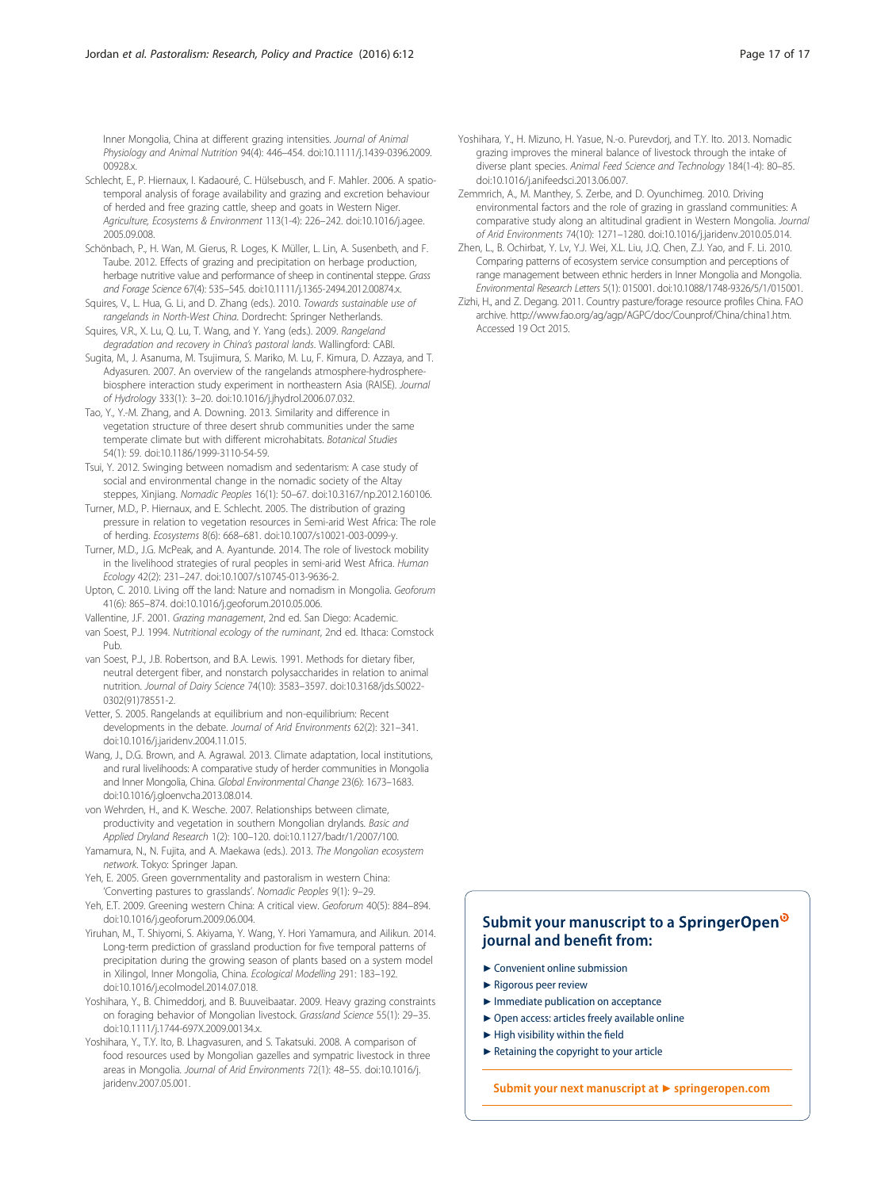Inner Mongolia, China at different grazing intensities. *Journal of Animal Physiology and Animal Nutrition* 94(4): 446–454. doi:10.1111/j.1439-0396.2009.00928.x.

Schlecht, E., P. Hiernaux, I. Kadaouré, C. Hülsebusch, and F. Mahler. 2006. A spatio-temporal analysis of forage availability and grazing and excretion behaviour of herded and free grazing cattle, sheep and goats in Western Niger. *Agriculture, Ecosystems & Environment* 113(1-4): 226–242. doi:10.1016/j.agee.2005.09.008.

Schönbach, P., H. Wan, M. Gierus, R. Loges, K. Müller, L. Lin, A. Susenbeth, and F. Taube. 2012. Effects of grazing and precipitation on herbage production, herbage nutritive value and performance of sheep in continental steppe. *Grass and Forage Science* 67(4): 535–545. doi:10.1111/j.1365-2494.2012.00874.x.

Squires, V., L. Hua, G. Li, and D. Zhang (eds.). 2010. *Towards sustainable use of rangelands in North-West China*. Dordrecht: Springer Netherlands.

Squires, V.R., X. Lu, Q. Lu, T. Wang, and Y. Yang (eds.). 2009. *Rangeland degradation and recovery in China's pastoral lands*. Wallingford: CABI.

Sugita, M., J. Asanuma, M. Tsujimura, S. Mariko, M. Lu, F. Kimura, D. Azzaya, and T. Adyasuren. 2007. An overview of the rangelands atmosphere-hydrosphere-biosphere interaction study experiment in northeastern Asia (RAISE). *Journal of Hydrology* 333(1): 3–20. doi:10.1016/j.jhydrol.2006.07.032.

Tao, Y., Y.-M. Zhang, and A. Downing. 2013. Similarity and difference in vegetation structure of three desert shrub communities under the same temperate climate but with different microhabitats. *Botanical Studies* 54(1): 59. doi:10.1186/1999-3110-54-59.

Tsui, Y. 2012. Swinging between nomadism and sedentarism: A case study of social and environmental change in the nomadic society of the Altay steppes, Xinjiang. *Nomadic Peoples* 16(1): 50–67. doi:10.3167/np.2012.160106.

Turner, M.D., P. Hiernaux, and E. Schlecht. 2005. The distribution of grazing pressure in relation to vegetation resources in Semi-arid West Africa: The role of herding. *Ecosystems* 8(6): 668–681. doi:10.1007/s10021-003-0099-y.

Turner, M.D., J.G. McPeak, and A. Ayantunde. 2014. The role of livestock mobility in the livelihood strategies of rural peoples in semi-arid West Africa. *Human Ecology* 42(2): 231–247. doi:10.1007/s10745-013-9636-2.

Upton, C. 2010. Living off the land: Nature and nomadism in Mongolia. *Geoforum* 41(6): 865–874. doi:10.1016/j.geoforum.2010.05.006.

Vallentine, J.F. 2001. *Grazing management*, 2nd ed. San Diego: Academic.

van Soest, P.J. 1994. *Nutritional ecology of the ruminant*, 2nd ed. Ithaca: Comstock Pub.

van Soest, P.J., J.B. Robertson, and B.A. Lewis. 1991. Methods for dietary fiber, neutral detergent fiber, and nonstarch polysaccharides in relation to animal nutrition. *Journal of Dairy Science* 74(10): 3583–3597. doi:10.3168/jds.S0022-0302(91)78551-2.

Vetter, S. 2005. Rangelands at equilibrium and non-equilibrium: Recent developments in the debate. *Journal of Arid Environments* 62(2): 321–341. doi:10.1016/j.jaridenv.2004.11.015.

Wang, J., D.G. Brown, and A. Agrawal. 2013. Climate adaptation, local institutions, and rural livelihoods: A comparative study of herder communities in Mongolia and Inner Mongolia, China. *Global Environmental Change* 23(6): 1673–1683. doi:10.1016/j.gloenvcha.2013.08.014.

von Wehrden, H., and K. Wesche. 2007. Relationships between climate, productivity and vegetation in southern Mongolian drylands. *Basic and Applied Dryland Research* 1(2): 100–120. doi:10.1127/badr/1/2007/100.

Yamamura, N., N. Fujita, and A. Maekawa (eds.). 2013. *The Mongolian ecosystem network*. Tokyo: Springer Japan.

Yeh, E. 2005. Green governmentality and pastoralism in western China: 'Converting pastures to grasslands'. *Nomadic Peoples* 9(1): 9–29.

Yeh, E.T. 2009. Greening western China: A critical view. *Geoforum* 40(5): 884–894. doi:10.1016/j.geoforum.2009.06.004.

Yiruhan, M., T. Shiyomi, S. Akiyama, Y. Wang, Y. Hori Yamamura, and Ailikun. 2014. Long-term prediction of grassland production for five temporal patterns of precipitation during the growing season of plants based on a system model in Xilingol, Inner Mongolia, China. *Ecological Modelling* 291: 183–192. doi:10.1016/j.ecolmodel.2014.07.018.

Yoshihara, Y., B. Chimeddorj, and B. Buuveibaatar. 2009. Heavy grazing constraints on foraging behavior of Mongolian livestock. *Grassland Science* 55(1): 29–35. doi:10.1111/j.1744-697X.2009.00134.x.

Yoshihara, Y., T.Y. Ito, B. Lhagvasuren, and S. Takatsuki. 2008. A comparison of food resources used by Mongolian gazelles and sympatric livestock in three areas in Mongolia. *Journal of Arid Environments* 72(1): 48–55. doi:10.1016/j.jaridenv.2007.05.001.

Yoshihara, Y., H. Mizuno, H. Yasue, N.-o. Purevdorj, and T.Y. Ito. 2013. Nomadic grazing improves the mineral balance of livestock through the intake of diverse plant species. *Animal Feed Science and Technology* 184(1-4): 80–85. doi:10.1016/j.anifeedsci.2013.06.007.

Zemmrich, A., M. Manthey, S. Zerbe, and D. Oyunchimeg. 2010. Driving environmental factors and the role of grazing in grassland communities: A comparative study along an altitudinal gradient in Western Mongolia. *Journal of Arid Environments* 74(10): 1271–1280. doi:10.1016/j.jaridenv.2010.05.014.

Zhen, L., B. Ochirbat, Y. Lv, Y.J. Wei, X.L. Liu, J.Q. Chen, Z.J. Yao, and F. Li. 2010. Comparing patterns of ecosystem service consumption and perceptions of range management between ethnic herders in Inner Mongolia and Mongolia. *Environmental Research Letters* 5(1): 015001. doi:10.1088/1748-9326/5/1/015001.

Zizhi, H., and Z. Degang. 2011. Country pasture/forage resource profiles China. FAO archive. http://www.fao.org/ag/agp/AGPC/doc/Counprof/China/china1.htm. Accessed 19 Oct 2015.

**Submit your manuscript to a SpringerOpen journal and benefit from:**

- ► Convenient online submission
- ► Rigorous peer review
- ► Immediate publication on acceptance
- ► Open access: articles freely available online
- ► High visibility within the field
- ► Retaining the copyright to your article

**Submit your next manuscript at ► springeropen.com**